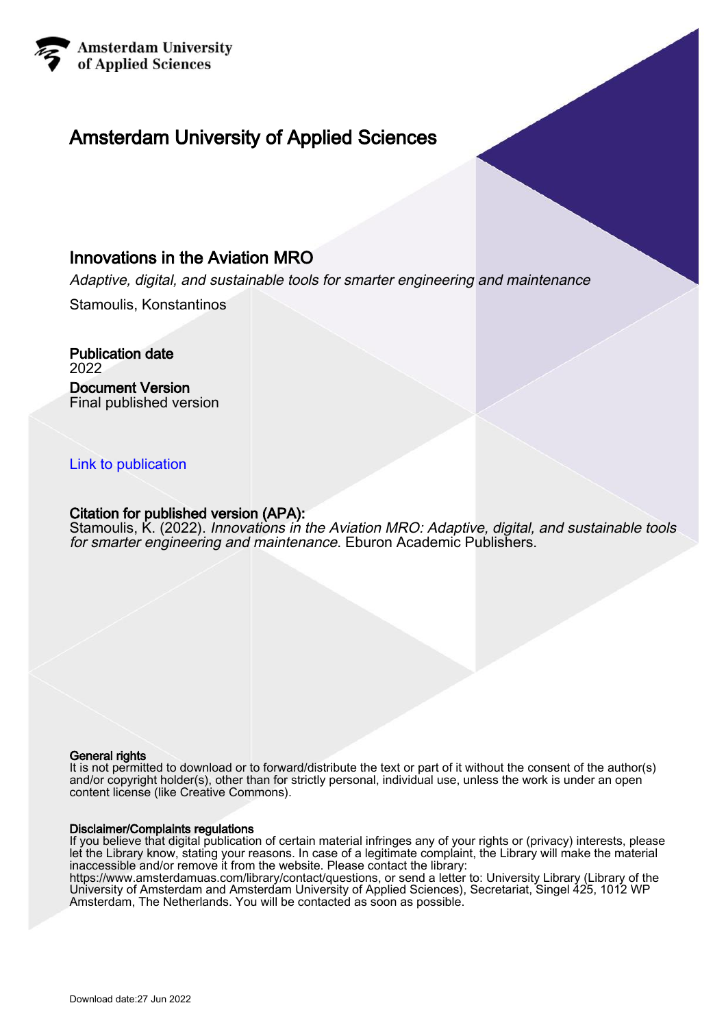**Amsterdam University of Applied Sciences**

# Amsterdam University of Applied Sciences

## Innovations in the Aviation MRO

*Adaptive, digital, and sustainable tools for smarter engineering and maintenance*

Stamoulis, Konstantinos

**Publication date**
2022

**Document Version**
Final published version

[Link to publication]

**Citation for published version (APA):**
Stamoulis, K. (2022). *Innovations in the Aviation MRO: Adaptive, digital, and sustainable tools for smarter engineering and maintenance*. Eburon Academic Publishers.

**General rights**
It is not permitted to download or to forward/distribute the text or part of it without the consent of the author(s) and/or copyright holder(s), other than for strictly personal, individual use, unless the work is under an open content license (like Creative Commons).

**Disclaimer/Complaints regulations**
If you believe that digital publication of certain material infringes any of your rights or (privacy) interests, please let the Library know, stating your reasons. In case of a legitimate complaint, the Library will make the material inaccessible and/or remove it from the website. Please contact the library:
https://www.amsterdamuas.com/library/contact/questions, or send a letter to: University Library (Library of the University of Amsterdam and Amsterdam University of Applied Sciences), Secretariat, Singel 425, 1012 WP Amsterdam, The Netherlands. You will be contacted as soon as possible.

Download date:27 Jun 2022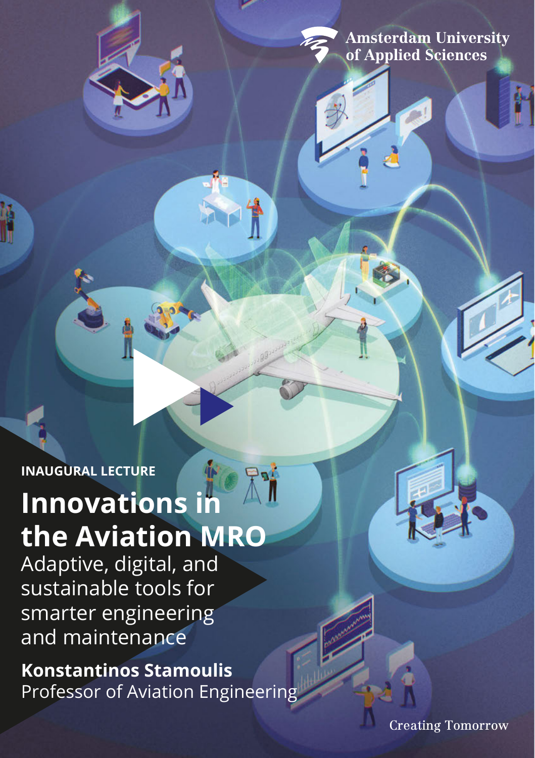Amsterdam University of Applied Sciences

INAUGURAL LECTURE

# Innovations in the Aviation MRO

## Adaptive, digital, and sustainable tools for smarter engineering and maintenance

**Konstantinos Stamoulis**
Professor of Aviation Engineering

Creating Tomorrow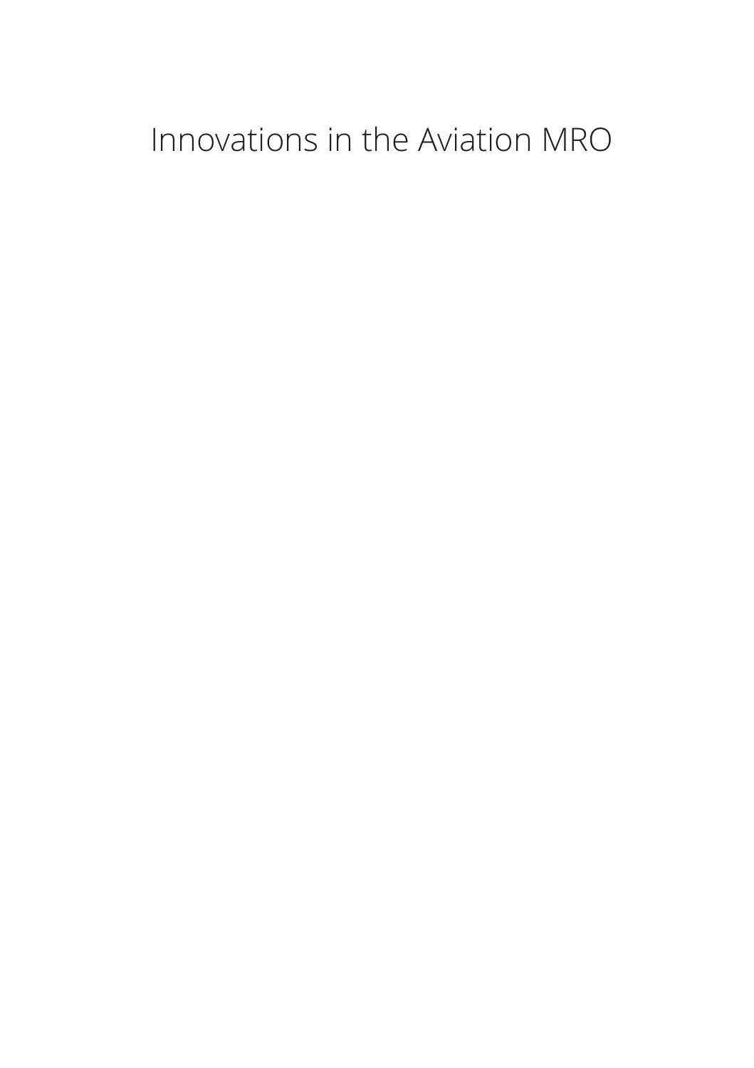# Innovations in the Aviation MRO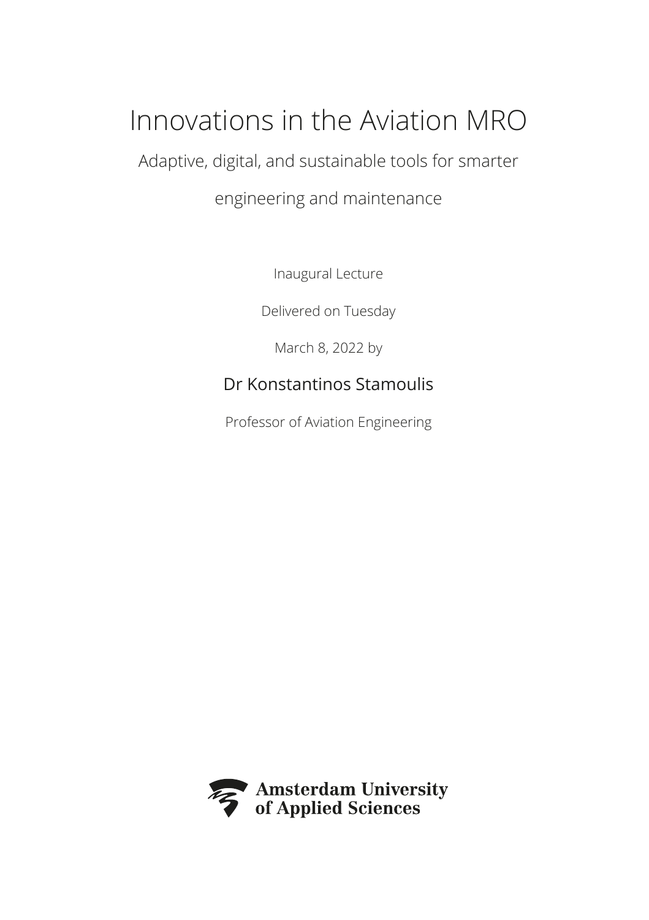# Innovations in the Aviation MRO

Adaptive, digital, and sustainable tools for smarter

engineering and maintenance

Inaugural Lecture

Delivered on Tuesday

March 8, 2022 by

Dr Konstantinos Stamoulis

Professor of Aviation Engineering

Amsterdam University of Applied Sciences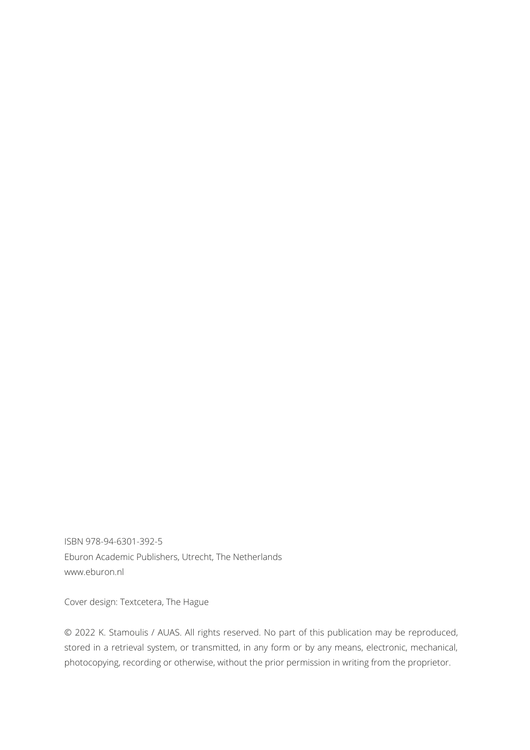ISBN 978-94-6301-392-5
Eburon Academic Publishers, Utrecht, The Netherlands
www.eburon.nl

Cover design: Textcetera, The Hague

© 2022 K. Stamoulis / AUAS. All rights reserved. No part of this publication may be reproduced, stored in a retrieval system, or transmitted, in any form or by any means, electronic, mechanical, photocopying, recording or otherwise, without the prior permission in writing from the proprietor.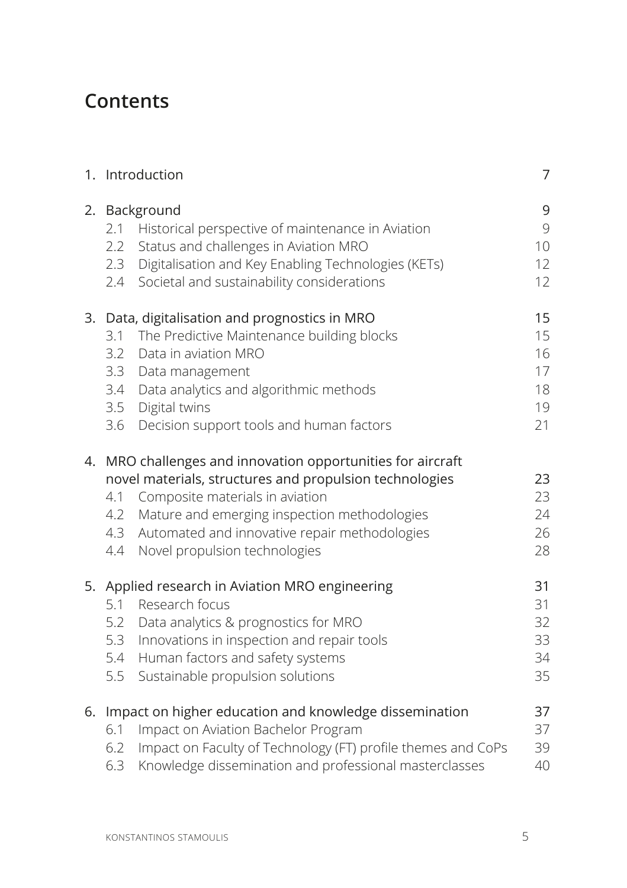# Contents

| | | |
|---|---|---|
| 1. | Introduction | 7 |
| 2. | Background | 9 |
| 2.1 | Historical perspective of maintenance in Aviation | 9 |
| 2.2 | Status and challenges in Aviation MRO | 10 |
| 2.3 | Digitalisation and Key Enabling Technologies (KETs) | 12 |
| 2.4 | Societal and sustainability considerations | 12 |
| 3. | Data, digitalisation and prognostics in MRO | 15 |
| 3.1 | The Predictive Maintenance building blocks | 15 |
| 3.2 | Data in aviation MRO | 16 |
| 3.3 | Data management | 17 |
| 3.4 | Data analytics and algorithmic methods | 18 |
| 3.5 | Digital twins | 19 |
| 3.6 | Decision support tools and human factors | 21 |
| 4. | MRO challenges and innovation opportunities for aircraft novel materials, structures and propulsion technologies | 23 |
| 4.1 | Composite materials in aviation | 23 |
| 4.2 | Mature and emerging inspection methodologies | 24 |
| 4.3 | Automated and innovative repair methodologies | 26 |
| 4.4 | Novel propulsion technologies | 28 |
| 5. | Applied research in Aviation MRO engineering | 31 |
| 5.1 | Research focus | 31 |
| 5.2 | Data analytics & prognostics for MRO | 32 |
| 5.3 | Innovations in inspection and repair tools | 33 |
| 5.4 | Human factors and safety systems | 34 |
| 5.5 | Sustainable propulsion solutions | 35 |
| 6. | Impact on higher education and knowledge dissemination | 37 |
| 6.1 | Impact on Aviation Bachelor Program | 37 |
| 6.2 | Impact on Faculty of Technology (FT) profile themes and CoPs | 39 |
| 6.3 | Knowledge dissemination and professional masterclasses | 40 |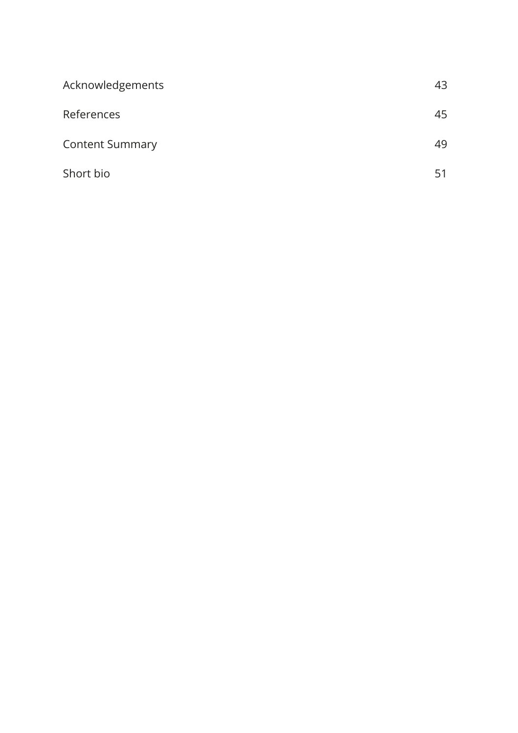| | |
|---|---|
| Acknowledgements | 43 |
| References | 45 |
| Content Summary | 49 |
| Short bio | 51 |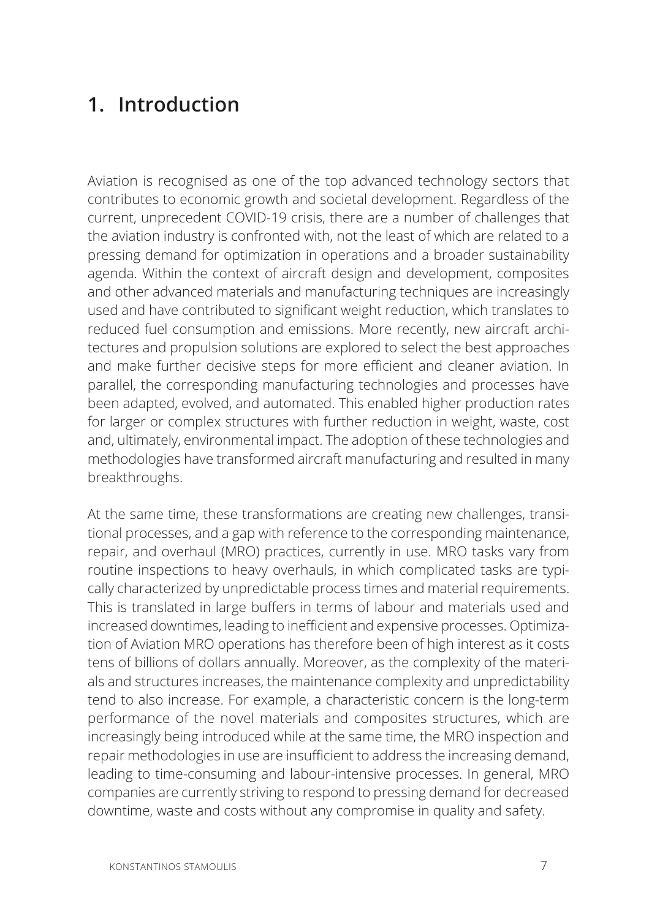# 1. Introduction

Aviation is recognised as one of the top advanced technology sectors that contributes to economic growth and societal development. Regardless of the current, unprecedent COVID-19 crisis, there are a number of challenges that the aviation industry is confronted with, not the least of which are related to a pressing demand for optimization in operations and a broader sustainability agenda. Within the context of aircraft design and development, composites and other advanced materials and manufacturing techniques are increasingly used and have contributed to significant weight reduction, which translates to reduced fuel consumption and emissions. More recently, new aircraft architectures and propulsion solutions are explored to select the best approaches and make further decisive steps for more efficient and cleaner aviation. In parallel, the corresponding manufacturing technologies and processes have been adapted, evolved, and automated. This enabled higher production rates for larger or complex structures with further reduction in weight, waste, cost and, ultimately, environmental impact. The adoption of these technologies and methodologies have transformed aircraft manufacturing and resulted in many breakthroughs.

At the same time, these transformations are creating new challenges, transitional processes, and a gap with reference to the corresponding maintenance, repair, and overhaul (MRO) practices, currently in use. MRO tasks vary from routine inspections to heavy overhauls, in which complicated tasks are typically characterized by unpredictable process times and material requirements. This is translated in large buffers in terms of labour and materials used and increased downtimes, leading to inefficient and expensive processes. Optimization of Aviation MRO operations has therefore been of high interest as it costs tens of billions of dollars annually. Moreover, as the complexity of the materials and structures increases, the maintenance complexity and unpredictability tend to also increase. For example, a characteristic concern is the long-term performance of the novel materials and composites structures, which are increasingly being introduced while at the same time, the MRO inspection and repair methodologies in use are insufficient to address the increasing demand, leading to time-consuming and labour-intensive processes. In general, MRO companies are currently striving to respond to pressing demand for decreased downtime, waste and costs without any compromise in quality and safety.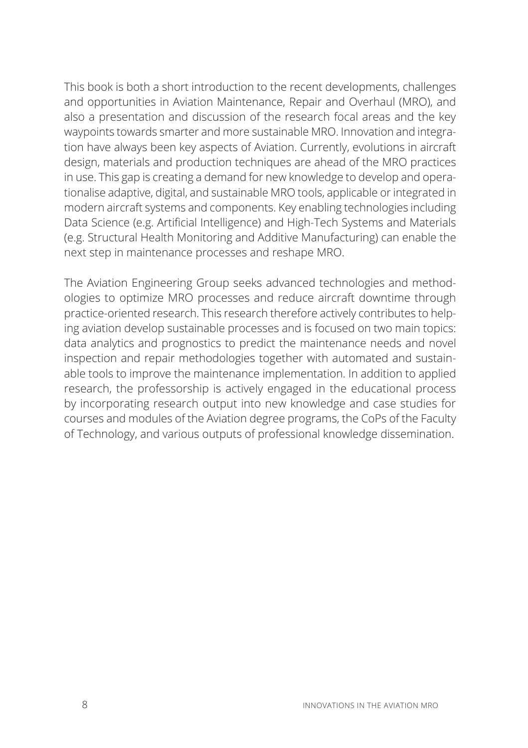This book is both a short introduction to the recent developments, challenges and opportunities in Aviation Maintenance, Repair and Overhaul (MRO), and also a presentation and discussion of the research focal areas and the key waypoints towards smarter and more sustainable MRO. Innovation and integration have always been key aspects of Aviation. Currently, evolutions in aircraft design, materials and production techniques are ahead of the MRO practices in use. This gap is creating a demand for new knowledge to develop and operationalise adaptive, digital, and sustainable MRO tools, applicable or integrated in modern aircraft systems and components. Key enabling technologies including Data Science (e.g. Artificial Intelligence) and High-Tech Systems and Materials (e.g. Structural Health Monitoring and Additive Manufacturing) can enable the next step in maintenance processes and reshape MRO.

The Aviation Engineering Group seeks advanced technologies and methodologies to optimize MRO processes and reduce aircraft downtime through practice-oriented research. This research therefore actively contributes to helping aviation develop sustainable processes and is focused on two main topics: data analytics and prognostics to predict the maintenance needs and novel inspection and repair methodologies together with automated and sustainable tools to improve the maintenance implementation. In addition to applied research, the professorship is actively engaged in the educational process by incorporating research output into new knowledge and case studies for courses and modules of the Aviation degree programs, the CoPs of the Faculty of Technology, and various outputs of professional knowledge dissemination.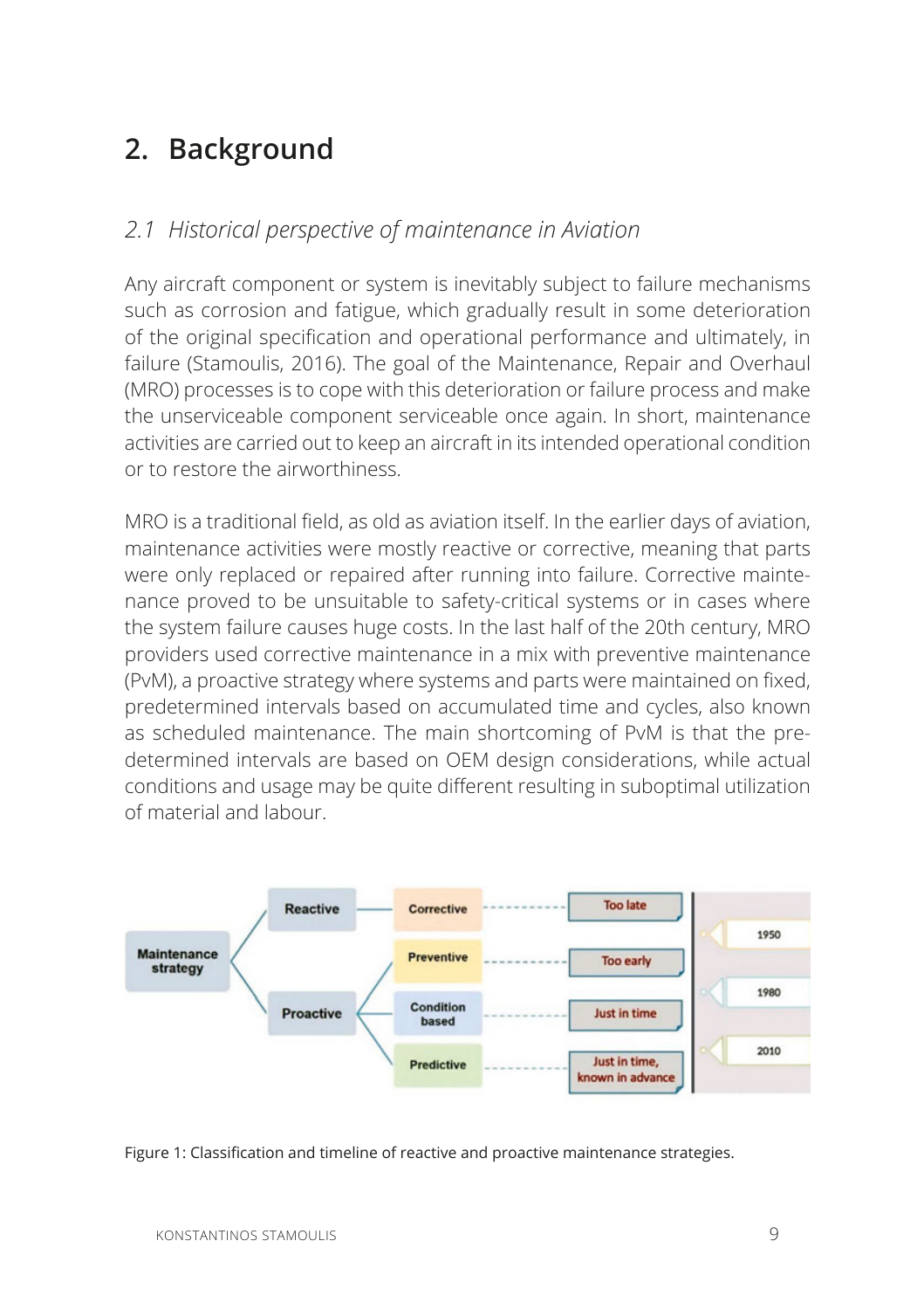# 2. Background

## *2.1 Historical perspective of maintenance in Aviation*

Any aircraft component or system is inevitably subject to failure mechanisms such as corrosion and fatigue, which gradually result in some deterioration of the original specification and operational performance and ultimately, in failure (Stamoulis, 2016). The goal of the Maintenance, Repair and Overhaul (MRO) processes is to cope with this deterioration or failure process and make the unserviceable component serviceable once again. In short, maintenance activities are carried out to keep an aircraft in its intended operational condition or to restore the airworthiness.

MRO is a traditional field, as old as aviation itself. In the earlier days of aviation, maintenance activities were mostly reactive or corrective, meaning that parts were only replaced or repaired after running into failure. Corrective maintenance proved to be unsuitable to safety-critical systems or in cases where the system failure causes huge costs. In the last half of the 20th century, MRO providers used corrective maintenance in a mix with preventive maintenance (PvM), a proactive strategy where systems and parts were maintained on fixed, predetermined intervals based on accumulated time and cycles, also known as scheduled maintenance. The main shortcoming of PvM is that the predetermined intervals are based on OEM design considerations, while actual conditions and usage may be quite different resulting in suboptimal utilization of material and labour.

Figure 1: Classification and timeline of reactive and proactive maintenance strategies.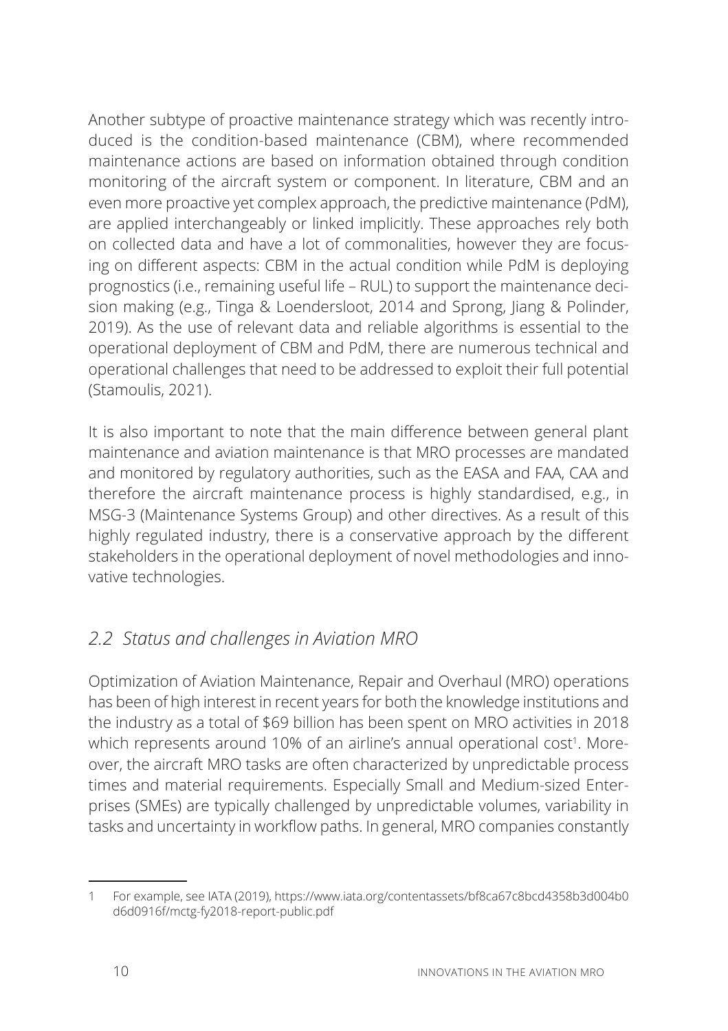Another subtype of proactive maintenance strategy which was recently introduced is the condition-based maintenance (CBM), where recommended maintenance actions are based on information obtained through condition monitoring of the aircraft system or component. In literature, CBM and an even more proactive yet complex approach, the predictive maintenance (PdM), are applied interchangeably or linked implicitly. These approaches rely both on collected data and have a lot of commonalities, however they are focusing on different aspects: CBM in the actual condition while PdM is deploying prognostics (i.e., remaining useful life – RUL) to support the maintenance decision making (e.g., Tinga & Loendersloot, 2014 and Sprong, Jiang & Polinder, 2019). As the use of relevant data and reliable algorithms is essential to the operational deployment of CBM and PdM, there are numerous technical and operational challenges that need to be addressed to exploit their full potential (Stamoulis, 2021).

It is also important to note that the main difference between general plant maintenance and aviation maintenance is that MRO processes are mandated and monitored by regulatory authorities, such as the EASA and FAA, CAA and therefore the aircraft maintenance process is highly standardised, e.g., in MSG-3 (Maintenance Systems Group) and other directives. As a result of this highly regulated industry, there is a conservative approach by the different stakeholders in the operational deployment of novel methodologies and innovative technologies.

## *2.2 Status and challenges in Aviation MRO*

Optimization of Aviation Maintenance, Repair and Overhaul (MRO) operations has been of high interest in recent years for both the knowledge institutions and the industry as a total of $69 billion has been spent on MRO activities in 2018 which represents around 10% of an airline's annual operational cost[1]. Moreover, the aircraft MRO tasks are often characterized by unpredictable process times and material requirements. Especially Small and Medium-sized Enterprises (SMEs) are typically challenged by unpredictable volumes, variability in tasks and uncertainty in workflow paths. In general, MRO companies constantly

---

1 For example, see IATA (2019), https://www.iata.org/contentassets/bf8ca67c8bcd4358b3d004b0d6d0916f/mctg-fy2018-report-public.pdf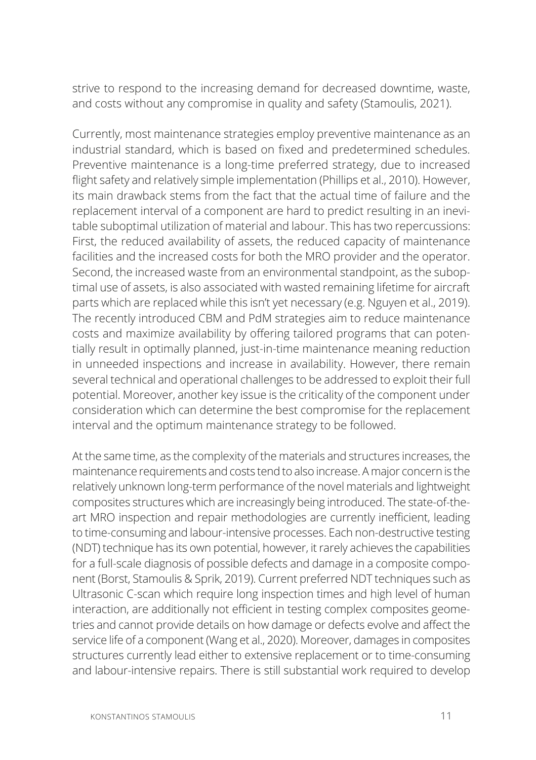strive to respond to the increasing demand for decreased downtime, waste, and costs without any compromise in quality and safety (Stamoulis, 2021).

Currently, most maintenance strategies employ preventive maintenance as an industrial standard, which is based on fixed and predetermined schedules. Preventive maintenance is a long-time preferred strategy, due to increased flight safety and relatively simple implementation (Phillips et al., 2010). However, its main drawback stems from the fact that the actual time of failure and the replacement interval of a component are hard to predict resulting in an inevitable suboptimal utilization of material and labour. This has two repercussions: First, the reduced availability of assets, the reduced capacity of maintenance facilities and the increased costs for both the MRO provider and the operator. Second, the increased waste from an environmental standpoint, as the suboptimal use of assets, is also associated with wasted remaining lifetime for aircraft parts which are replaced while this isn't yet necessary (e.g. Nguyen et al., 2019). The recently introduced CBM and PdM strategies aim to reduce maintenance costs and maximize availability by offering tailored programs that can potentially result in optimally planned, just-in-time maintenance meaning reduction in unneeded inspections and increase in availability. However, there remain several technical and operational challenges to be addressed to exploit their full potential. Moreover, another key issue is the criticality of the component under consideration which can determine the best compromise for the replacement interval and the optimum maintenance strategy to be followed.

At the same time, as the complexity of the materials and structures increases, the maintenance requirements and costs tend to also increase. A major concern is the relatively unknown long-term performance of the novel materials and lightweight composites structures which are increasingly being introduced. The state-of-the-art MRO inspection and repair methodologies are currently inefficient, leading to time-consuming and labour-intensive processes. Each non-destructive testing (NDT) technique has its own potential, however, it rarely achieves the capabilities for a full-scale diagnosis of possible defects and damage in a composite component (Borst, Stamoulis & Sprik, 2019). Current preferred NDT techniques such as Ultrasonic C-scan which require long inspection times and high level of human interaction, are additionally not efficient in testing complex composites geometries and cannot provide details on how damage or defects evolve and affect the service life of a component (Wang et al., 2020). Moreover, damages in composites structures currently lead either to extensive replacement or to time-consuming and labour-intensive repairs. There is still substantial work required to develop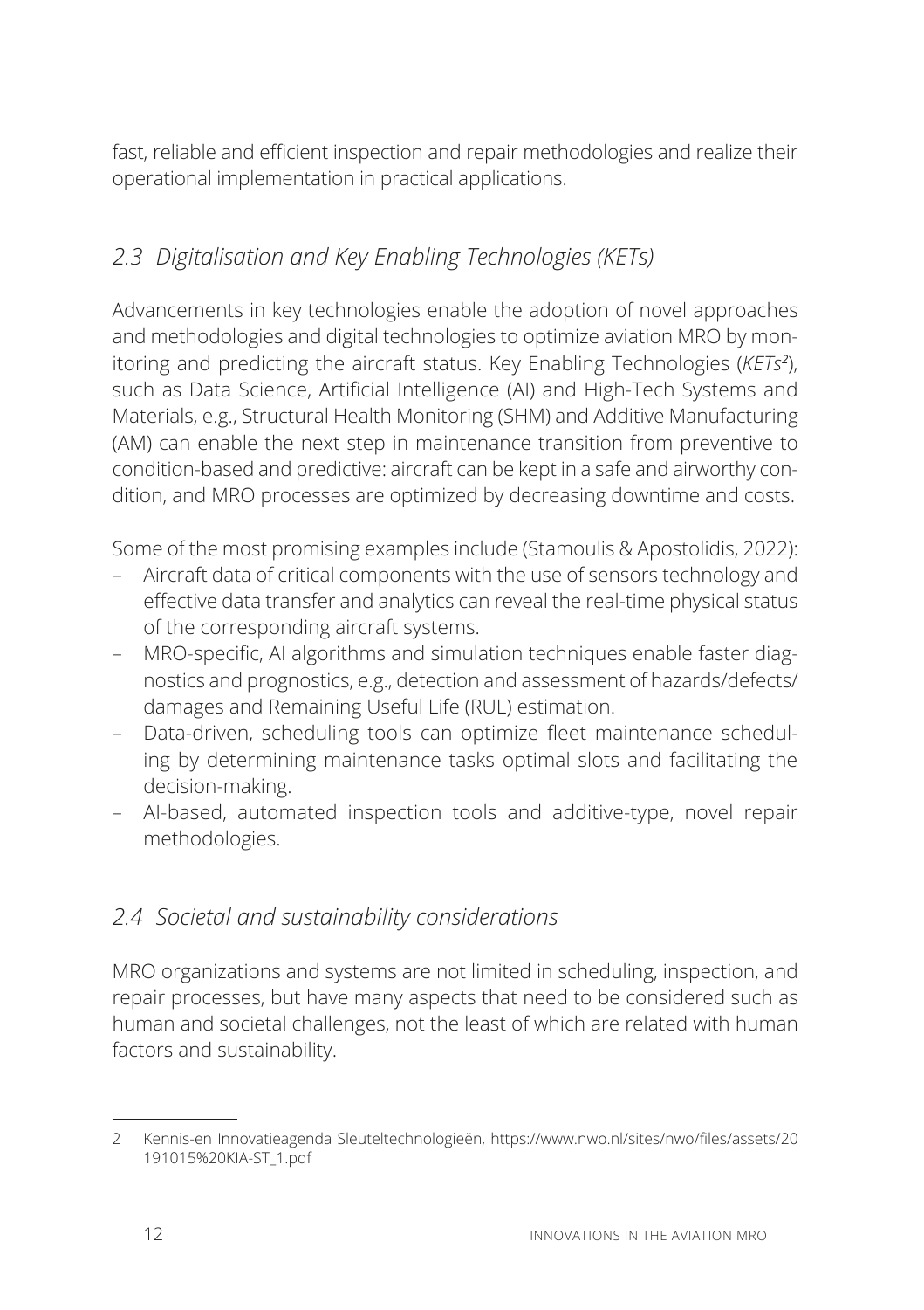fast, reliable and efficient inspection and repair methodologies and realize their operational implementation in practical applications.

## *2.3 Digitalisation and Key Enabling Technologies (KETs)*

Advancements in key technologies enable the adoption of novel approaches and methodologies and digital technologies to optimize aviation MRO by monitoring and predicting the aircraft status. Key Enabling Technologies (*KETs*[2]), such as Data Science, Artificial Intelligence (AI) and High-Tech Systems and Materials, e.g., Structural Health Monitoring (SHM) and Additive Manufacturing (AM) can enable the next step in maintenance transition from preventive to condition-based and predictive: aircraft can be kept in a safe and airworthy condition, and MRO processes are optimized by decreasing downtime and costs.

Some of the most promising examples include (Stamoulis & Apostolidis, 2022):

- Aircraft data of critical components with the use of sensors technology and effective data transfer and analytics can reveal the real-time physical status of the corresponding aircraft systems.
- MRO-specific, AI algorithms and simulation techniques enable faster diagnostics and prognostics, e.g., detection and assessment of hazards/defects/damages and Remaining Useful Life (RUL) estimation.
- Data-driven, scheduling tools can optimize fleet maintenance scheduling by determining maintenance tasks optimal slots and facilitating the decision-making.
- AI-based, automated inspection tools and additive-type, novel repair methodologies.

## *2.4 Societal and sustainability considerations*

MRO organizations and systems are not limited in scheduling, inspection, and repair processes, but have many aspects that need to be considered such as human and societal challenges, not the least of which are related with human factors and sustainability.

---

2 Kennis-en Innovatieagenda Sleuteltechnologieën, https://www.nwo.nl/sites/nwo/files/assets/20191015%20KIA-ST_1.pdf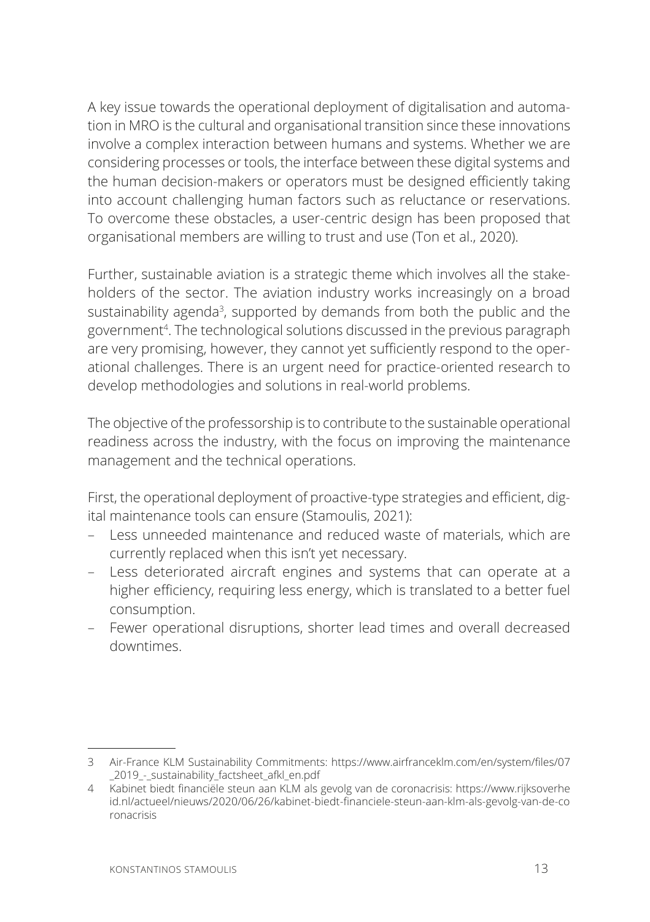A key issue towards the operational deployment of digitalisation and automation in MRO is the cultural and organisational transition since these innovations involve a complex interaction between humans and systems. Whether we are considering processes or tools, the interface between these digital systems and the human decision-makers or operators must be designed efficiently taking into account challenging human factors such as reluctance or reservations. To overcome these obstacles, a user-centric design has been proposed that organisational members are willing to trust and use (Ton et al., 2020).

Further, sustainable aviation is a strategic theme which involves all the stakeholders of the sector. The aviation industry works increasingly on a broad sustainability agenda[3], supported by demands from both the public and the government[4]. The technological solutions discussed in the previous paragraph are very promising, however, they cannot yet sufficiently respond to the operational challenges. There is an urgent need for practice-oriented research to develop methodologies and solutions in real-world problems.

The objective of the professorship is to contribute to the sustainable operational readiness across the industry, with the focus on improving the maintenance management and the technical operations.

First, the operational deployment of proactive-type strategies and efficient, digital maintenance tools can ensure (Stamoulis, 2021):

- Less unneeded maintenance and reduced waste of materials, which are currently replaced when this isn't yet necessary.
- Less deteriorated aircraft engines and systems that can operate at a higher efficiency, requiring less energy, which is translated to a better fuel consumption.
- Fewer operational disruptions, shorter lead times and overall decreased downtimes.

---

3 Air-France KLM Sustainability Commitments: https://www.airfranceklm.com/en/system/files/07_2019_-_sustainability_factsheet_afkl_en.pdf

4 Kabinet biedt financiële steun aan KLM als gevolg van de coronacrisis: https://www.rijksoverheid.nl/actueel/nieuws/2020/06/26/kabinet-biedt-financiele-steun-aan-klm-als-gevolg-van-de-coronacrisis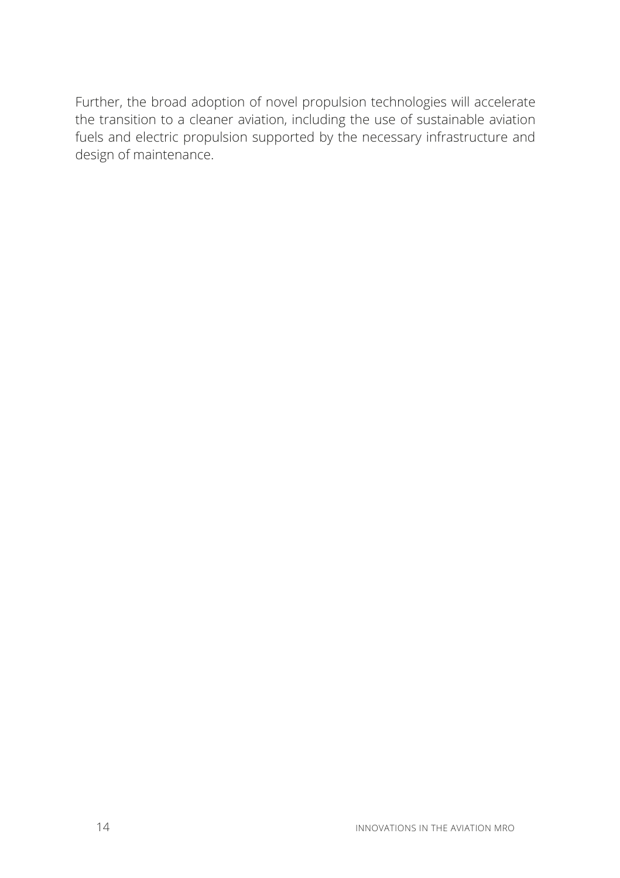Further, the broad adoption of novel propulsion technologies will accelerate the transition to a cleaner aviation, including the use of sustainable aviation fuels and electric propulsion supported by the necessary infrastructure and design of maintenance.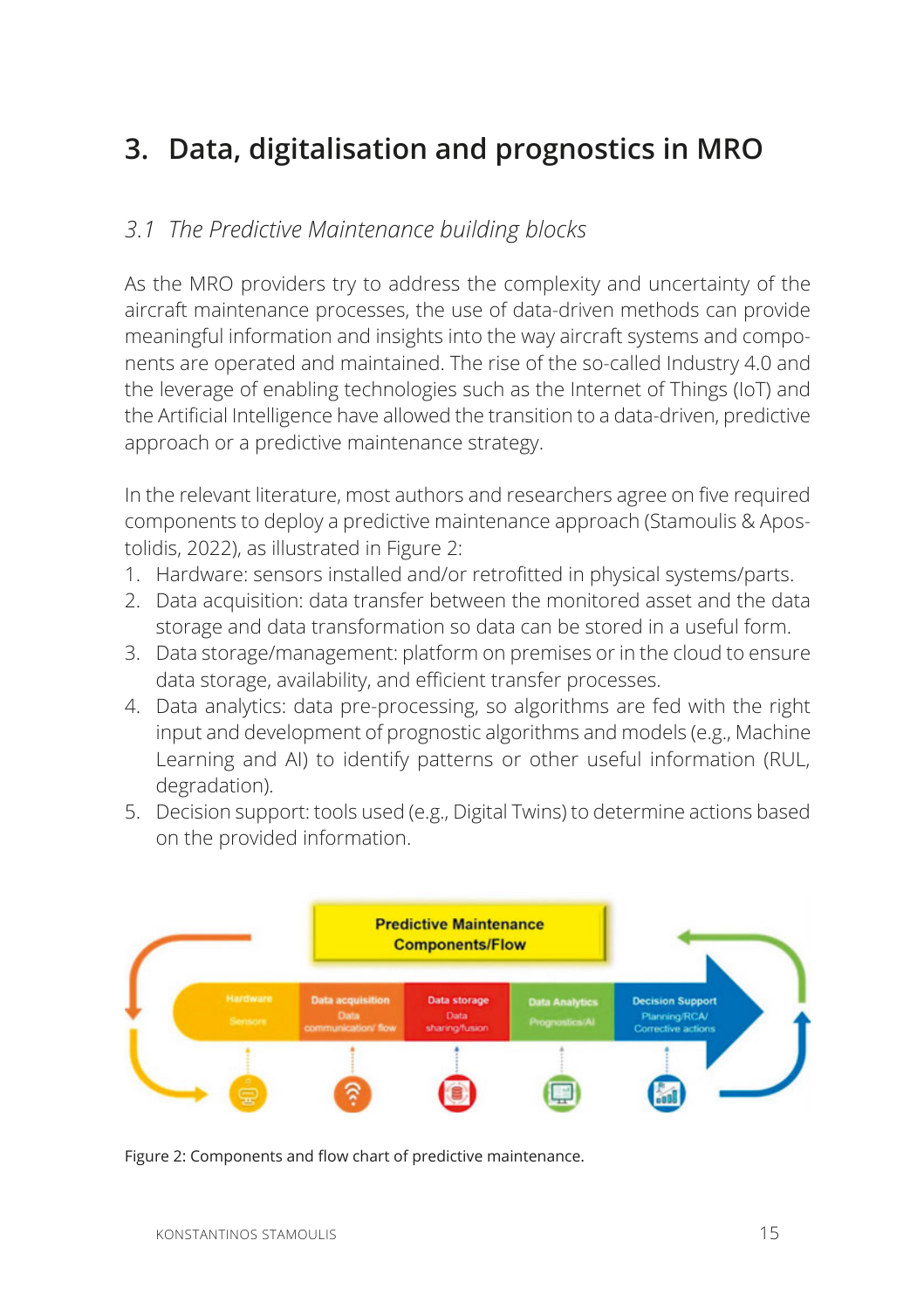# 3. Data, digitalisation and prognostics in MRO

## *3.1 The Predictive Maintenance building blocks*

As the MRO providers try to address the complexity and uncertainty of the aircraft maintenance processes, the use of data-driven methods can provide meaningful information and insights into the way aircraft systems and components are operated and maintained. The rise of the so-called Industry 4.0 and the leverage of enabling technologies such as the Internet of Things (IoT) and the Artificial Intelligence have allowed the transition to a data-driven, predictive approach or a predictive maintenance strategy.

In the relevant literature, most authors and researchers agree on five required components to deploy a predictive maintenance approach (Stamoulis & Apostolidis, 2022), as illustrated in Figure 2:

1. Hardware: sensors installed and/or retrofitted in physical systems/parts.
2. Data acquisition: data transfer between the monitored asset and the data storage and data transformation so data can be stored in a useful form.
3. Data storage/management: platform on premises or in the cloud to ensure data storage, availability, and efficient transfer processes.
4. Data analytics: data pre-processing, so algorithms are fed with the right input and development of prognostic algorithms and models (e.g., Machine Learning and AI) to identify patterns or other useful information (RUL, degradation).
5. Decision support: tools used (e.g., Digital Twins) to determine actions based on the provided information.

Figure 2: Components and flow chart of predictive maintenance.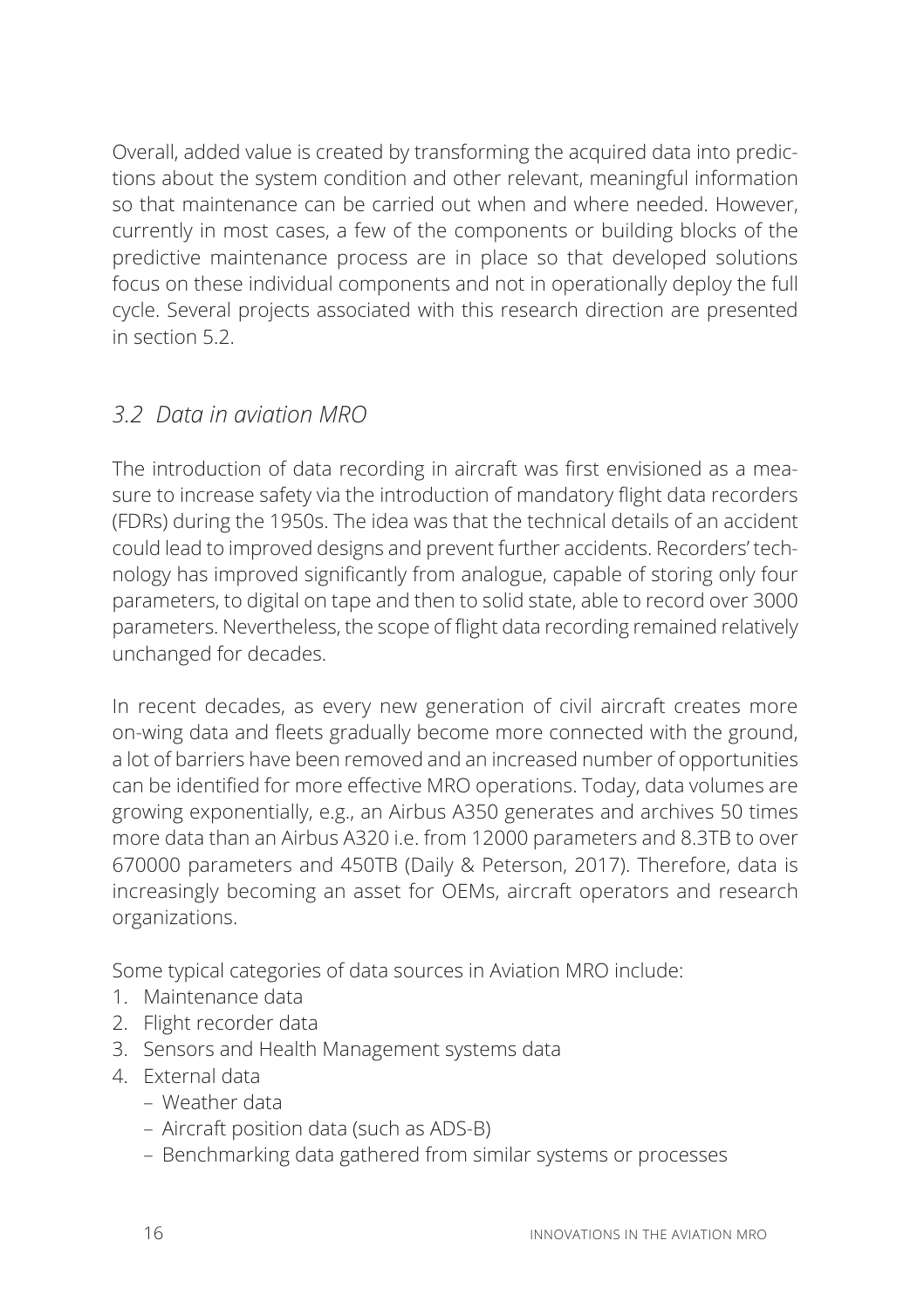Overall, added value is created by transforming the acquired data into predictions about the system condition and other relevant, meaningful information so that maintenance can be carried out when and where needed. However, currently in most cases, a few of the components or building blocks of the predictive maintenance process are in place so that developed solutions focus on these individual components and not in operationally deploy the full cycle. Several projects associated with this research direction are presented in section 5.2.

## *3.2 Data in aviation MRO*

The introduction of data recording in aircraft was first envisioned as a measure to increase safety via the introduction of mandatory flight data recorders (FDRs) during the 1950s. The idea was that the technical details of an accident could lead to improved designs and prevent further accidents. Recorders' technology has improved significantly from analogue, capable of storing only four parameters, to digital on tape and then to solid state, able to record over 3000 parameters. Nevertheless, the scope of flight data recording remained relatively unchanged for decades.

In recent decades, as every new generation of civil aircraft creates more on-wing data and fleets gradually become more connected with the ground, a lot of barriers have been removed and an increased number of opportunities can be identified for more effective MRO operations. Today, data volumes are growing exponentially, e.g., an Airbus A350 generates and archives 50 times more data than an Airbus A320 i.e. from 12000 parameters and 8.3TB to over 670000 parameters and 450TB (Daily & Peterson, 2017). Therefore, data is increasingly becoming an asset for OEMs, aircraft operators and research organizations.

Some typical categories of data sources in Aviation MRO include:

1. Maintenance data
2. Flight recorder data
3. Sensors and Health Management systems data
4. External data
   - Weather data
   - Aircraft position data (such as ADS-B)
   - Benchmarking data gathered from similar systems or processes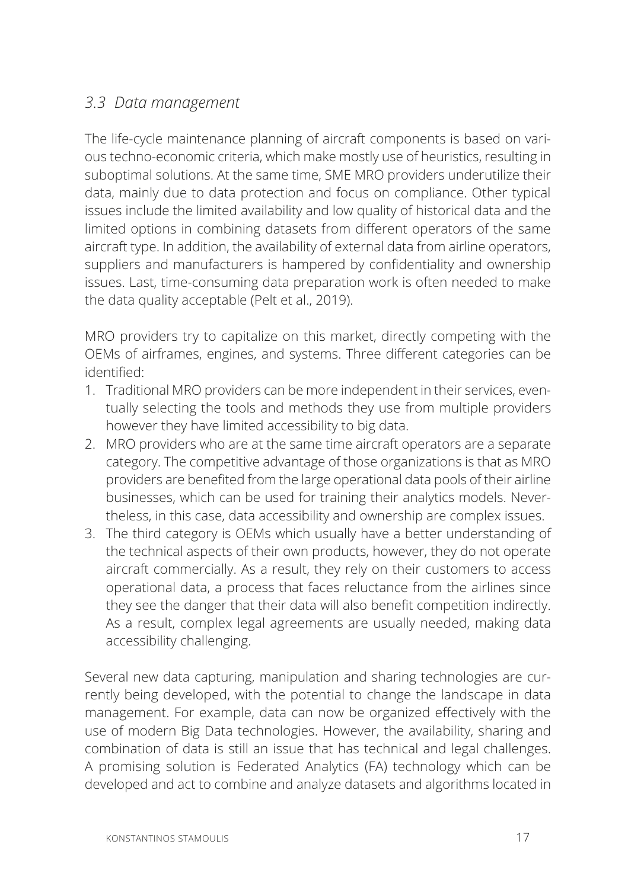### *3.3 Data management*

The life-cycle maintenance planning of aircraft components is based on various techno-economic criteria, which make mostly use of heuristics, resulting in suboptimal solutions. At the same time, SME MRO providers underutilize their data, mainly due to data protection and focus on compliance. Other typical issues include the limited availability and low quality of historical data and the limited options in combining datasets from different operators of the same aircraft type. In addition, the availability of external data from airline operators, suppliers and manufacturers is hampered by confidentiality and ownership issues. Last, time-consuming data preparation work is often needed to make the data quality acceptable (Pelt et al., 2019).

MRO providers try to capitalize on this market, directly competing with the OEMs of airframes, engines, and systems. Three different categories can be identified:

1. Traditional MRO providers can be more independent in their services, eventually selecting the tools and methods they use from multiple providers however they have limited accessibility to big data.
2. MRO providers who are at the same time aircraft operators are a separate category. The competitive advantage of those organizations is that as MRO providers are benefited from the large operational data pools of their airline businesses, which can be used for training their analytics models. Nevertheless, in this case, data accessibility and ownership are complex issues.
3. The third category is OEMs which usually have a better understanding of the technical aspects of their own products, however, they do not operate aircraft commercially. As a result, they rely on their customers to access operational data, a process that faces reluctance from the airlines since they see the danger that their data will also benefit competition indirectly. As a result, complex legal agreements are usually needed, making data accessibility challenging.

Several new data capturing, manipulation and sharing technologies are currently being developed, with the potential to change the landscape in data management. For example, data can now be organized effectively with the use of modern Big Data technologies. However, the availability, sharing and combination of data is still an issue that has technical and legal challenges. A promising solution is Federated Analytics (FA) technology which can be developed and act to combine and analyze datasets and algorithms located in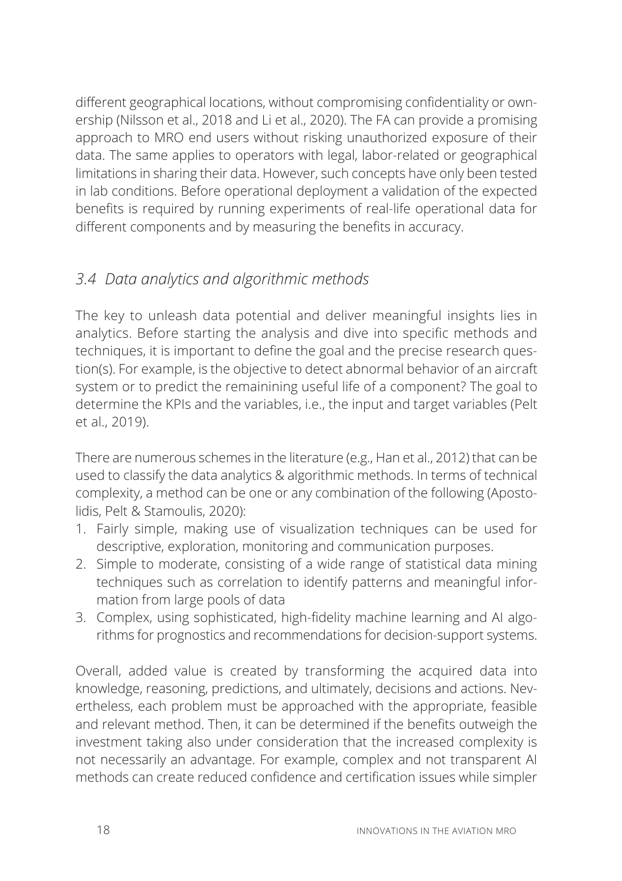different geographical locations, without compromising confidentiality or ownership (Nilsson et al., 2018 and Li et al., 2020). The FA can provide a promising approach to MRO end users without risking unauthorized exposure of their data. The same applies to operators with legal, labor-related or geographical limitations in sharing their data. However, such concepts have only been tested in lab conditions. Before operational deployment a validation of the expected benefits is required by running experiments of real-life operational data for different components and by measuring the benefits in accuracy.

### *3.4 Data analytics and algorithmic methods*

The key to unleash data potential and deliver meaningful insights lies in analytics. Before starting the analysis and dive into specific methods and techniques, it is important to define the goal and the precise research question(s). For example, is the objective to detect abnormal behavior of an aircraft system or to predict the remainining useful life of a component? The goal to determine the KPIs and the variables, i.e., the input and target variables (Pelt et al., 2019).

There are numerous schemes in the literature (e.g., Han et al., 2012) that can be used to classify the data analytics & algorithmic methods. In terms of technical complexity, a method can be one or any combination of the following (Apostolidis, Pelt & Stamoulis, 2020):

1. Fairly simple, making use of visualization techniques can be used for descriptive, exploration, monitoring and communication purposes.
2. Simple to moderate, consisting of a wide range of statistical data mining techniques such as correlation to identify patterns and meaningful information from large pools of data
3. Complex, using sophisticated, high-fidelity machine learning and AI algorithms for prognostics and recommendations for decision-support systems.

Overall, added value is created by transforming the acquired data into knowledge, reasoning, predictions, and ultimately, decisions and actions. Nevertheless, each problem must be approached with the appropriate, feasible and relevant method. Then, it can be determined if the benefits outweigh the investment taking also under consideration that the increased complexity is not necessarily an advantage. For example, complex and not transparent AI methods can create reduced confidence and certification issues while simpler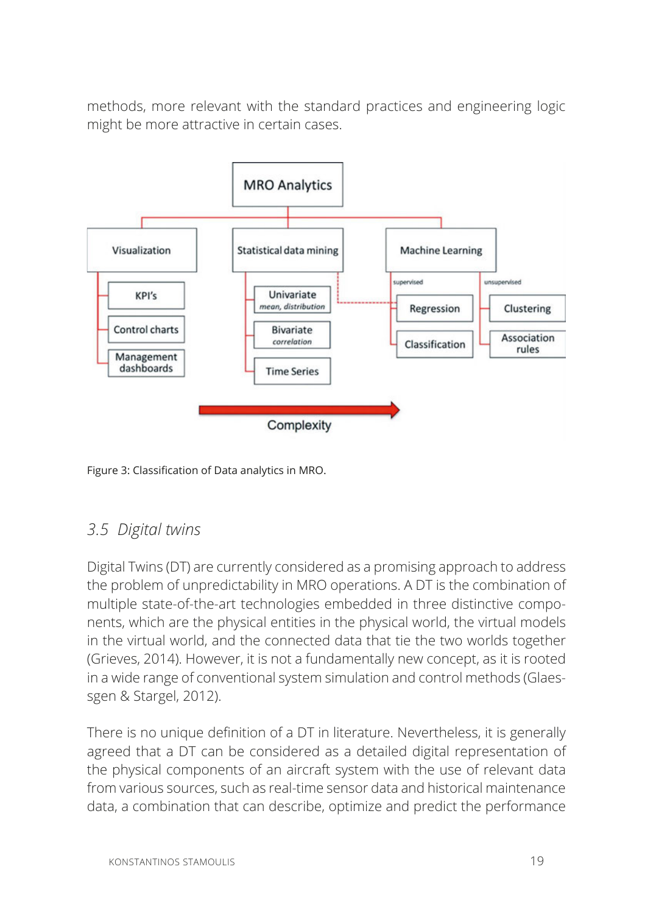methods, more relevant with the standard practices and engineering logic might be more attractive in certain cases.

Figure 3: Classification of Data analytics in MRO.

## 3.5 Digital twins

Digital Twins (DT) are currently considered as a promising approach to address the problem of unpredictability in MRO operations. A DT is the combination of multiple state-of-the-art technologies embedded in three distinctive components, which are the physical entities in the physical world, the virtual models in the virtual world, and the connected data that tie the two worlds together (Grieves, 2014). However, it is not a fundamentally new concept, as it is rooted in a wide range of conventional system simulation and control methods (Glaessgen & Stargel, 2012).

There is no unique definition of a DT in literature. Nevertheless, it is generally agreed that a DT can be considered as a detailed digital representation of the physical components of an aircraft system with the use of relevant data from various sources, such as real-time sensor data and historical maintenance data, a combination that can describe, optimize and predict the performance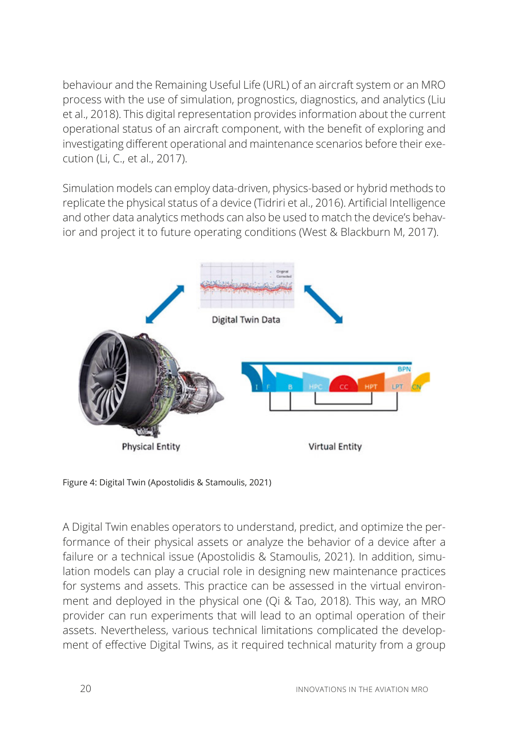behaviour and the Remaining Useful Life (URL) of an aircraft system or an MRO process with the use of simulation, prognostics, diagnostics, and analytics (Liu et al., 2018). This digital representation provides information about the current operational status of an aircraft component, with the benefit of exploring and investigating different operational and maintenance scenarios before their execution (Li, C., et al., 2017).

Simulation models can employ data-driven, physics-based or hybrid methods to replicate the physical status of a device (Tidriri et al., 2016). Artificial Intelligence and other data analytics methods can also be used to match the device's behavior and project it to future operating conditions (West & Blackburn M, 2017).

Figure 4: Digital Twin (Apostolidis & Stamoulis, 2021)

A Digital Twin enables operators to understand, predict, and optimize the performance of their physical assets or analyze the behavior of a device after a failure or a technical issue (Apostolidis & Stamoulis, 2021). In addition, simulation models can play a crucial role in designing new maintenance practices for systems and assets. This practice can be assessed in the virtual environment and deployed in the physical one (Qi & Tao, 2018). This way, an MRO provider can run experiments that will lead to an optimal operation of their assets. Nevertheless, various technical limitations complicated the development of effective Digital Twins, as it required technical maturity from a group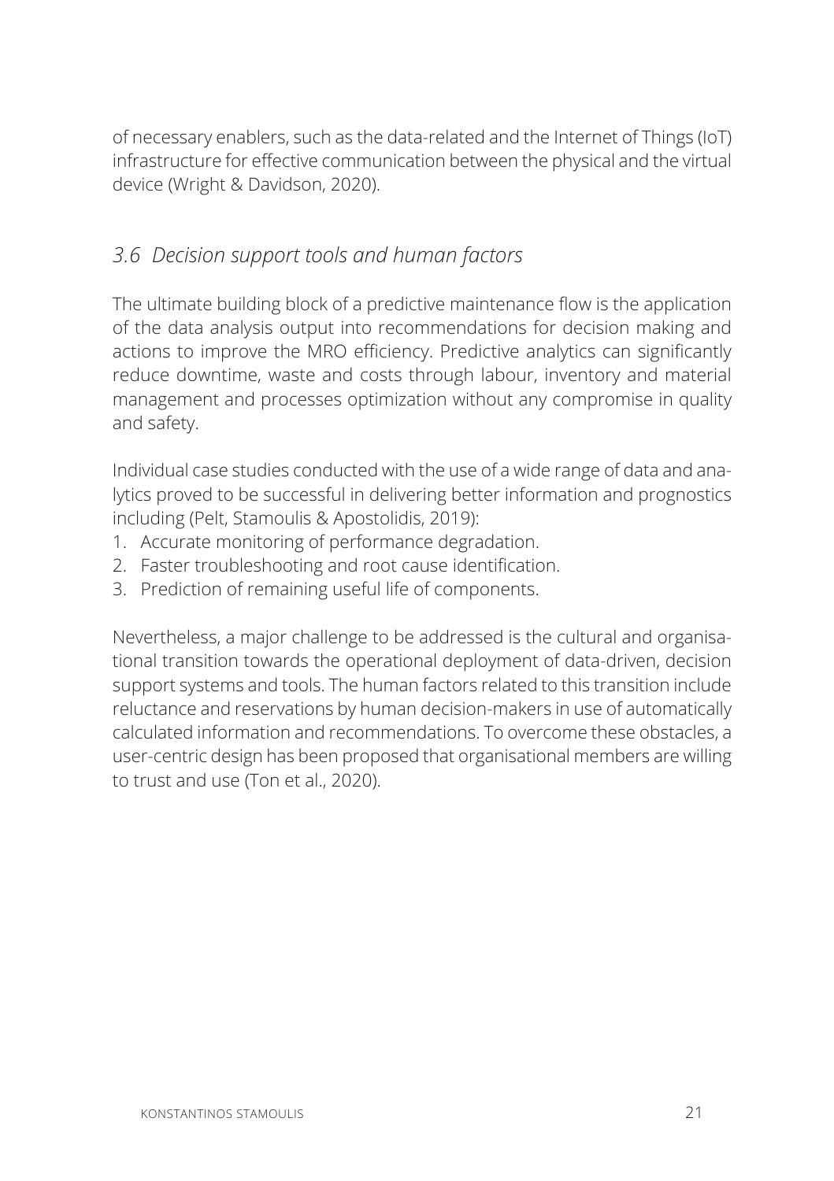of necessary enablers, such as the data-related and the Internet of Things (IoT) infrastructure for effective communication between the physical and the virtual device (Wright & Davidson, 2020).

## *3.6 Decision support tools and human factors*

The ultimate building block of a predictive maintenance flow is the application of the data analysis output into recommendations for decision making and actions to improve the MRO efficiency. Predictive analytics can significantly reduce downtime, waste and costs through labour, inventory and material management and processes optimization without any compromise in quality and safety.

Individual case studies conducted with the use of a wide range of data and analytics proved to be successful in delivering better information and prognostics including (Pelt, Stamoulis & Apostolidis, 2019):

1. Accurate monitoring of performance degradation.
2. Faster troubleshooting and root cause identification.
3. Prediction of remaining useful life of components.

Nevertheless, a major challenge to be addressed is the cultural and organisational transition towards the operational deployment of data-driven, decision support systems and tools. The human factors related to this transition include reluctance and reservations by human decision-makers in use of automatically calculated information and recommendations. To overcome these obstacles, a user-centric design has been proposed that organisational members are willing to trust and use (Ton et al., 2020).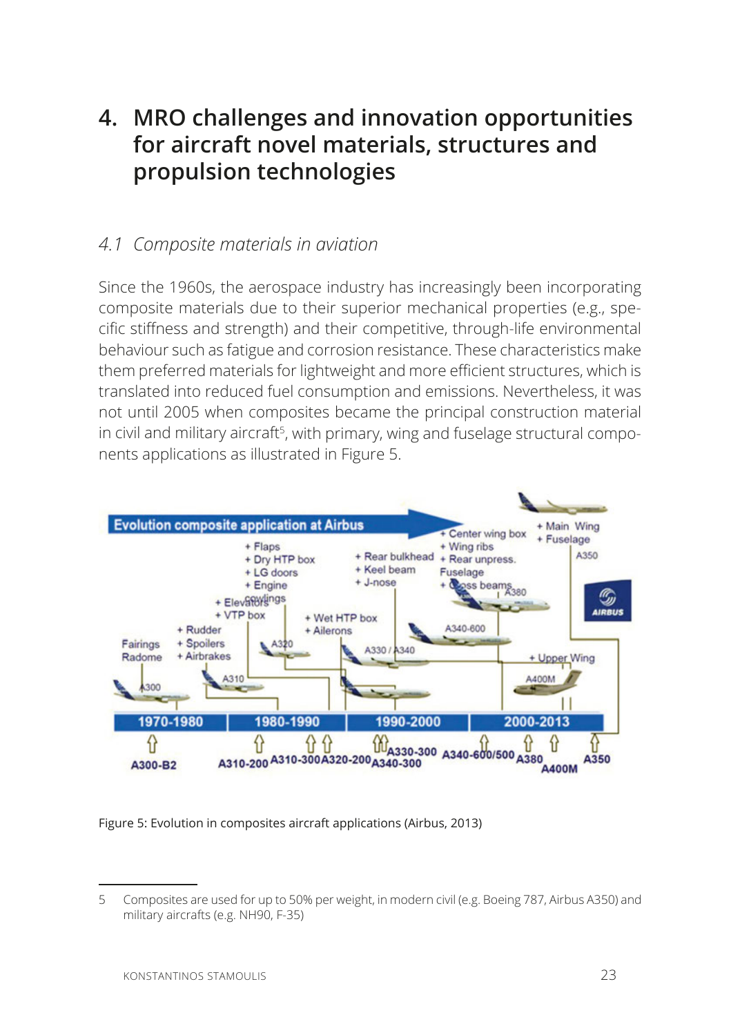# 4. MRO challenges and innovation opportunities for aircraft novel materials, structures and propulsion technologies

## *4.1 Composite materials in aviation*

Since the 1960s, the aerospace industry has increasingly been incorporating composite materials due to their superior mechanical properties (e.g., specific stiffness and strength) and their competitive, through-life environmental behaviour such as fatigue and corrosion resistance. These characteristics make them preferred materials for lightweight and more efficient structures, which is translated into reduced fuel consumption and emissions. Nevertheless, it was not until 2005 when composites became the principal construction material in civil and military aircraft[5], with primary, wing and fuselage structural components applications as illustrated in Figure 5.

Figure 5: Evolution in composites aircraft applications (Airbus, 2013)

5 Composites are used for up to 50% per weight, in modern civil (e.g. Boeing 787, Airbus A350) and military aircrafts (e.g. NH90, F-35)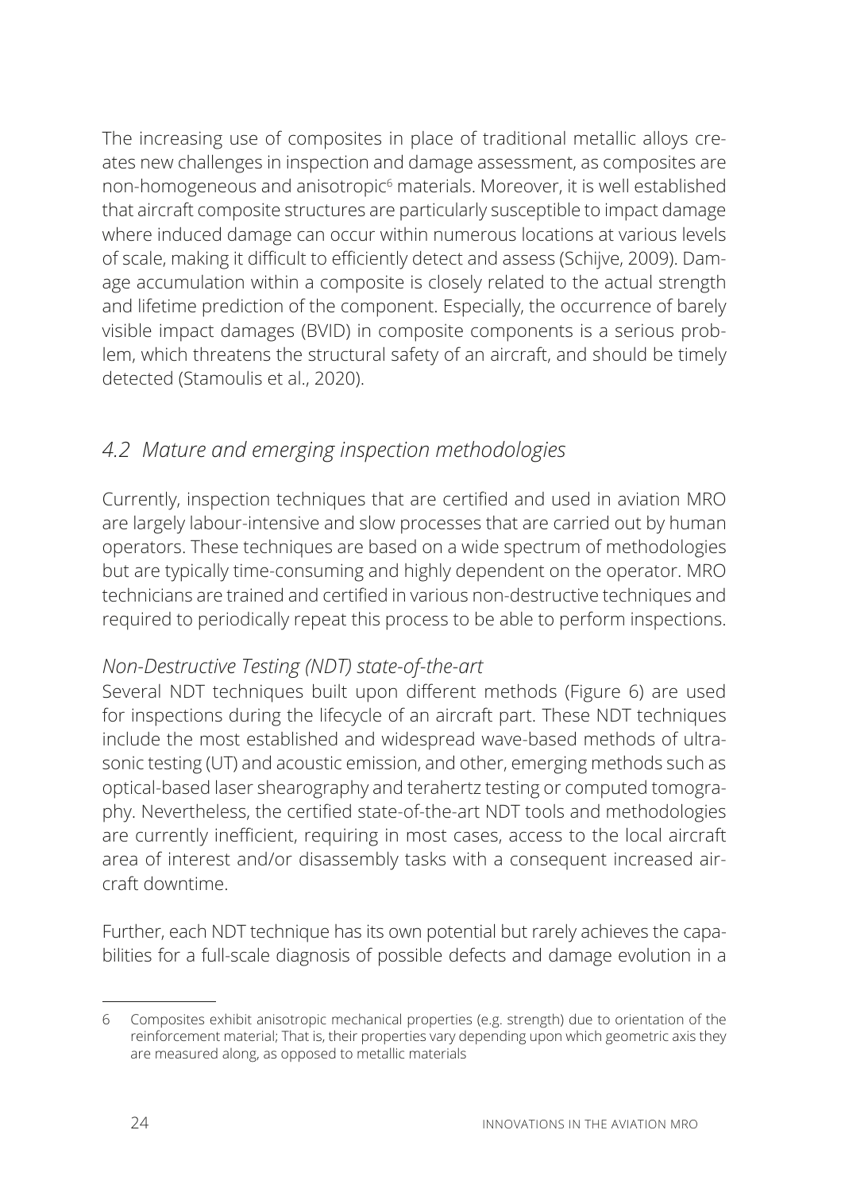The increasing use of composites in place of traditional metallic alloys creates new challenges in inspection and damage assessment, as composites are non-homogeneous and anisotropic[6] materials. Moreover, it is well established that aircraft composite structures are particularly susceptible to impact damage where induced damage can occur within numerous locations at various levels of scale, making it difficult to efficiently detect and assess (Schijve, 2009). Damage accumulation within a composite is closely related to the actual strength and lifetime prediction of the component. Especially, the occurrence of barely visible impact damages (BVID) in composite components is a serious problem, which threatens the structural safety of an aircraft, and should be timely detected (Stamoulis et al., 2020).

## *4.2 Mature and emerging inspection methodologies*

Currently, inspection techniques that are certified and used in aviation MRO are largely labour-intensive and slow processes that are carried out by human operators. These techniques are based on a wide spectrum of methodologies but are typically time-consuming and highly dependent on the operator. MRO technicians are trained and certified in various non-destructive techniques and required to periodically repeat this process to be able to perform inspections.

### *Non-Destructive Testing (NDT) state-of-the-art*

Several NDT techniques built upon different methods (Figure 6) are used for inspections during the lifecycle of an aircraft part. These NDT techniques include the most established and widespread wave-based methods of ultrasonic testing (UT) and acoustic emission, and other, emerging methods such as optical-based laser shearography and terahertz testing or computed tomography. Nevertheless, the certified state-of-the-art NDT tools and methodologies are currently inefficient, requiring in most cases, access to the local aircraft area of interest and/or disassembly tasks with a consequent increased aircraft downtime.

Further, each NDT technique has its own potential but rarely achieves the capabilities for a full-scale diagnosis of possible defects and damage evolution in a

---

6 Composites exhibit anisotropic mechanical properties (e.g. strength) due to orientation of the reinforcement material; That is, their properties vary depending upon which geometric axis they are measured along, as opposed to metallic materials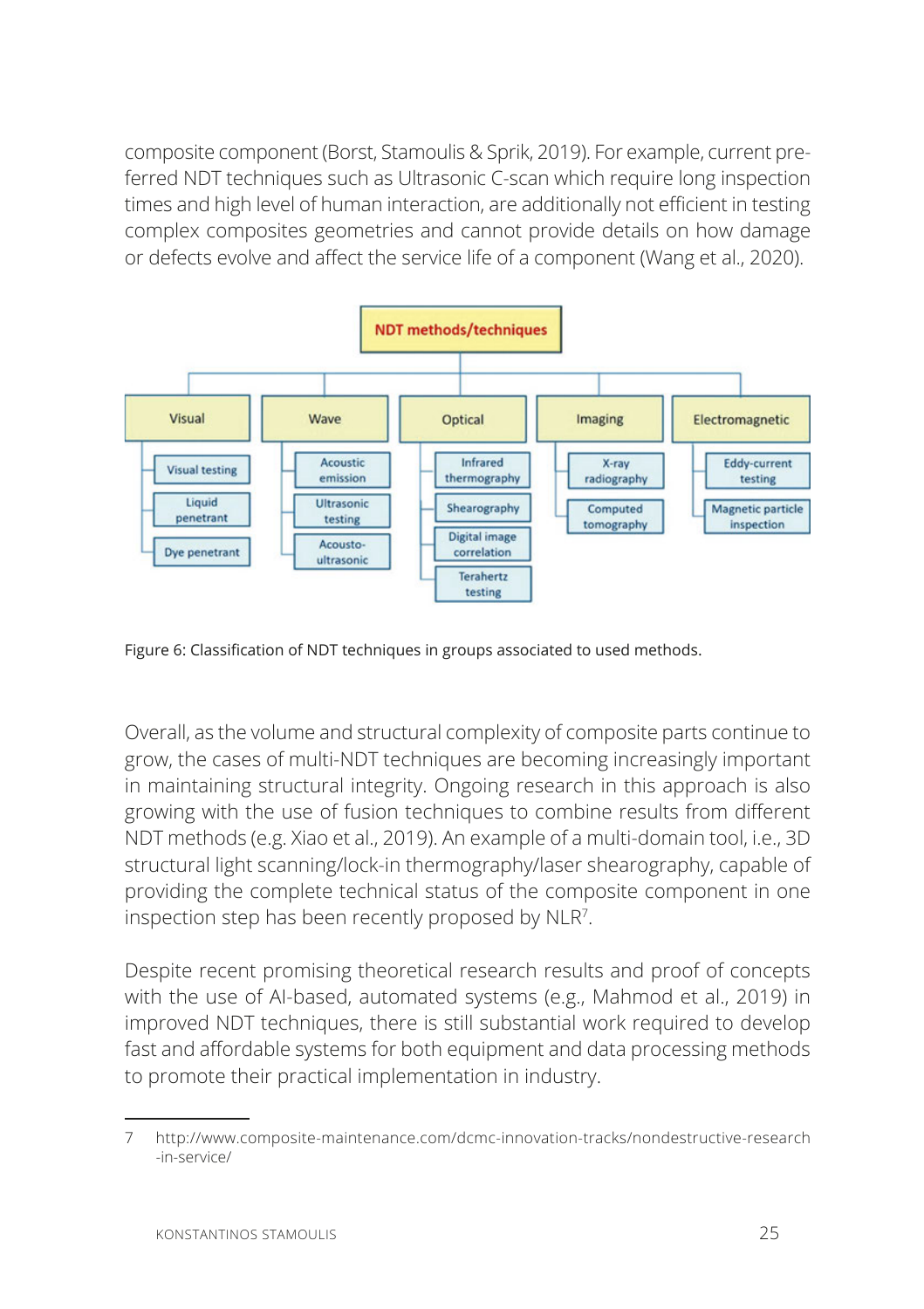composite component (Borst, Stamoulis & Sprik, 2019). For example, current preferred NDT techniques such as Ultrasonic C-scan which require long inspection times and high level of human interaction, are additionally not efficient in testing complex composites geometries and cannot provide details on how damage or defects evolve and affect the service life of a component (Wang et al., 2020).

- **NDT methods/techniques**
  - Visual
    - Visual testing
    - Liquid penetrant
    - Dye penetrant
  - Wave
    - Acoustic emission
    - Ultrasonic testing
    - Acousto-ultrasonic
  - Optical
    - Infrared thermography
    - Shearography
    - Digital image correlation
    - Terahertz testing
  - Imaging
    - X-ray radiography
    - Computed tomography
  - Electromagnetic
    - Eddy-current testing
    - Magnetic particle inspection

Figure 6: Classification of NDT techniques in groups associated to used methods.

Overall, as the volume and structural complexity of composite parts continue to grow, the cases of multi-NDT techniques are becoming increasingly important in maintaining structural integrity. Ongoing research in this approach is also growing with the use of fusion techniques to combine results from different NDT methods (e.g. Xiao et al., 2019). An example of a multi-domain tool, i.e., 3D structural light scanning/lock-in thermography/laser shearography, capable of providing the complete technical status of the composite component in one inspection step has been recently proposed by NLR[7].

Despite recent promising theoretical research results and proof of concepts with the use of AI-based, automated systems (e.g., Mahmod et al., 2019) in improved NDT techniques, there is still substantial work required to develop fast and affordable systems for both equipment and data processing methods to promote their practical implementation in industry.

---

7 http://www.composite-maintenance.com/dcmc-innovation-tracks/nondestructive-research-in-service/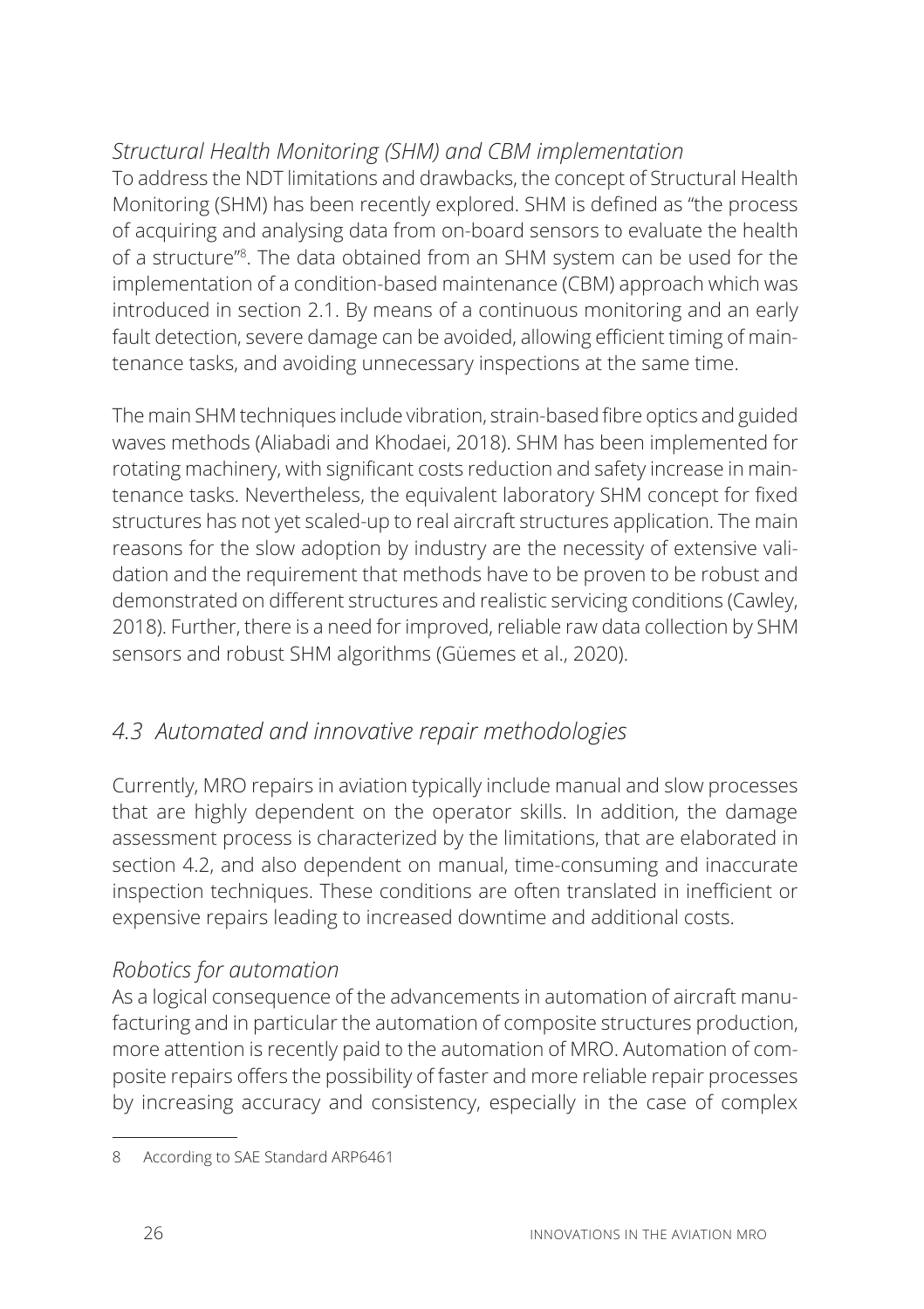*Structural Health Monitoring (SHM) and CBM implementation*

To address the NDT limitations and drawbacks, the concept of Structural Health Monitoring (SHM) has been recently explored. SHM is defined as "the process of acquiring and analysing data from on-board sensors to evaluate the health of a structure"[8]. The data obtained from an SHM system can be used for the implementation of a condition-based maintenance (CBM) approach which was introduced in section 2.1. By means of a continuous monitoring and an early fault detection, severe damage can be avoided, allowing efficient timing of maintenance tasks, and avoiding unnecessary inspections at the same time.

The main SHM techniques include vibration, strain-based fibre optics and guided waves methods (Aliabadi and Khodaei, 2018). SHM has been implemented for rotating machinery, with significant costs reduction and safety increase in maintenance tasks. Nevertheless, the equivalent laboratory SHM concept for fixed structures has not yet scaled-up to real aircraft structures application. The main reasons for the slow adoption by industry are the necessity of extensive validation and the requirement that methods have to be proven to be robust and demonstrated on different structures and realistic servicing conditions (Cawley, 2018). Further, there is a need for improved, reliable raw data collection by SHM sensors and robust SHM algorithms (Güemes et al., 2020).

## *4.3 Automated and innovative repair methodologies*

Currently, MRO repairs in aviation typically include manual and slow processes that are highly dependent on the operator skills. In addition, the damage assessment process is characterized by the limitations, that are elaborated in section 4.2, and also dependent on manual, time-consuming and inaccurate inspection techniques. These conditions are often translated in inefficient or expensive repairs leading to increased downtime and additional costs.

*Robotics for automation*

As a logical consequence of the advancements in automation of aircraft manufacturing and in particular the automation of composite structures production, more attention is recently paid to the automation of MRO. Automation of composite repairs offers the possibility of faster and more reliable repair processes by increasing accuracy and consistency, especially in the case of complex

[8] According to SAE Standard ARP6461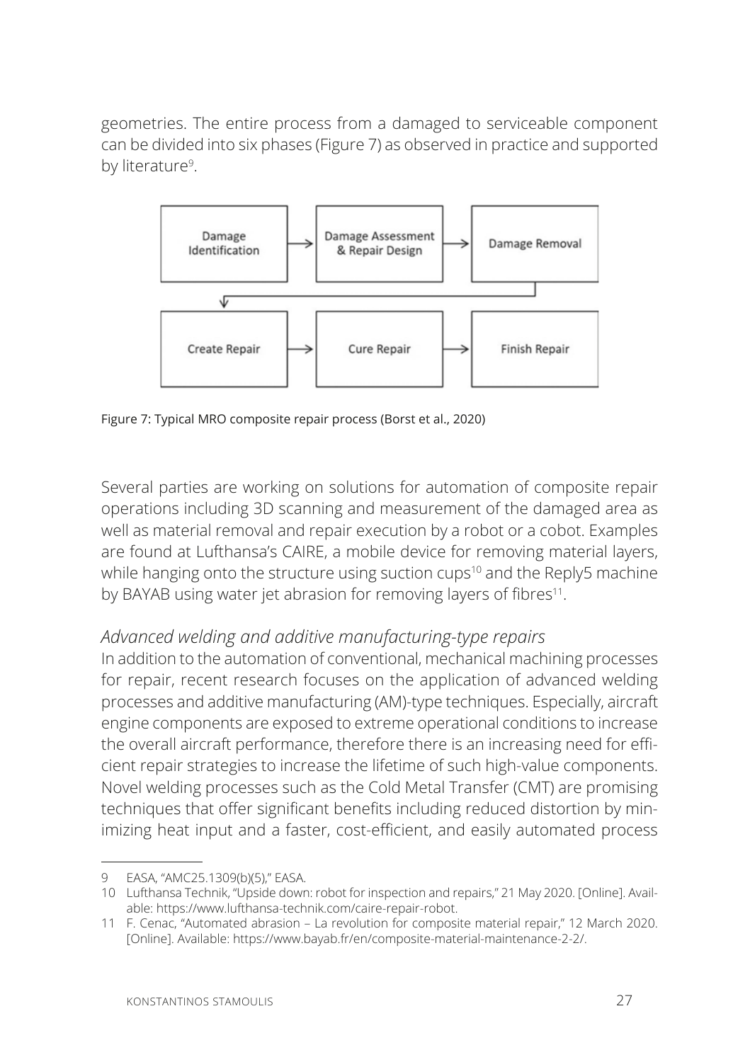geometries. The entire process from a damaged to serviceable component can be divided into six phases (Figure 7) as observed in practice and supported by literature[9].

Damage Identification → Damage Assessment & Repair Design → Damage Removal → Create Repair → Cure Repair → Finish Repair

Figure 7: Typical MRO composite repair process (Borst et al., 2020)

Several parties are working on solutions for automation of composite repair operations including 3D scanning and measurement of the damaged area as well as material removal and repair execution by a robot or a cobot. Examples are found at Lufthansa's CAIRE, a mobile device for removing material layers, while hanging onto the structure using suction cups[10] and the Reply5 machine by BAYAB using water jet abrasion for removing layers of fibres[11].

### *Advanced welding and additive manufacturing-type repairs*

In addition to the automation of conventional, mechanical machining processes for repair, recent research focuses on the application of advanced welding processes and additive manufacturing (AM)-type techniques. Especially, aircraft engine components are exposed to extreme operational conditions to increase the overall aircraft performance, therefore there is an increasing need for efficient repair strategies to increase the lifetime of such high-value components. Novel welding processes such as the Cold Metal Transfer (CMT) are promising techniques that offer significant benefits including reduced distortion by minimizing heat input and a faster, cost-efficient, and easily automated process

---

9 EASA, "AMC25.1309(b)(5)," EASA.

10 Lufthansa Technik, "Upside down: robot for inspection and repairs," 21 May 2020. [Online]. Available: https://www.lufthansa-technik.com/caire-repair-robot.

11 F. Cenac, "Automated abrasion – La revolution for composite material repair," 12 March 2020. [Online]. Available: https://www.bayab.fr/en/composite-material-maintenance-2-2/.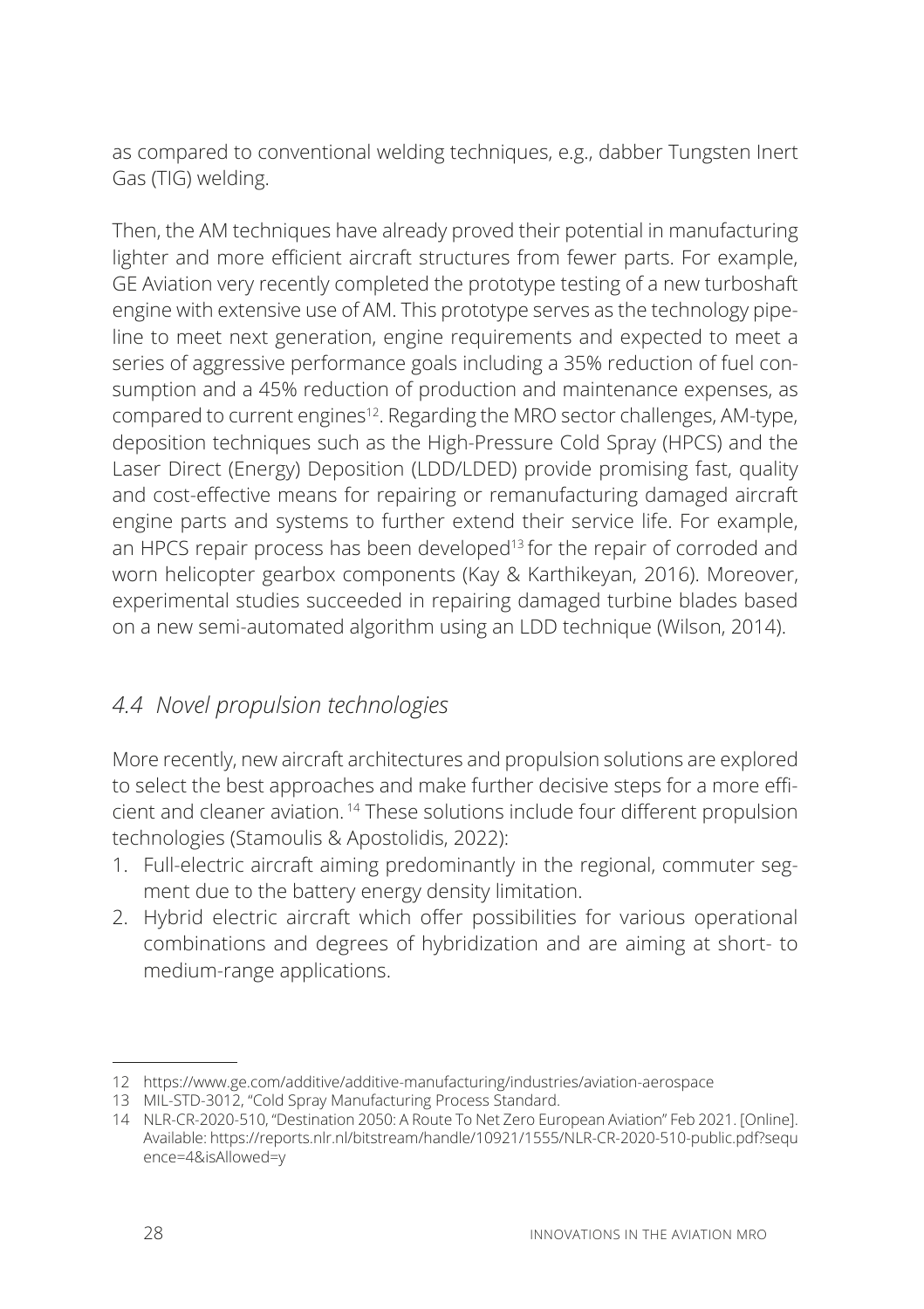as compared to conventional welding techniques, e.g., dabber Tungsten Inert Gas (TIG) welding.

Then, the AM techniques have already proved their potential in manufacturing lighter and more efficient aircraft structures from fewer parts. For example, GE Aviation very recently completed the prototype testing of a new turboshaft engine with extensive use of AM. This prototype serves as the technology pipeline to meet next generation, engine requirements and expected to meet a series of aggressive performance goals including a 35% reduction of fuel consumption and a 45% reduction of production and maintenance expenses, as compared to current engines[12]. Regarding the MRO sector challenges, AM-type, deposition techniques such as the High-Pressure Cold Spray (HPCS) and the Laser Direct (Energy) Deposition (LDD/LDED) provide promising fast, quality and cost-effective means for repairing or remanufacturing damaged aircraft engine parts and systems to further extend their service life. For example, an HPCS repair process has been developed[13] for the repair of corroded and worn helicopter gearbox components (Kay & Karthikeyan, 2016). Moreover, experimental studies succeeded in repairing damaged turbine blades based on a new semi-automated algorithm using an LDD technique (Wilson, 2014).

### *4.4 Novel propulsion technologies*

More recently, new aircraft architectures and propulsion solutions are explored to select the best approaches and make further decisive steps for a more efficient and cleaner aviation.[14] These solutions include four different propulsion technologies (Stamoulis & Apostolidis, 2022):

1. Full-electric aircraft aiming predominantly in the regional, commuter segment due to the battery energy density limitation.
2. Hybrid electric aircraft which offer possibilities for various operational combinations and degrees of hybridization and are aiming at short- to medium-range applications.

---

12 https://www.ge.com/additive/additive-manufacturing/industries/aviation-aerospace

13 MIL-STD-3012, "Cold Spray Manufacturing Process Standard.

14 NLR-CR-2020-510, "Destination 2050: A Route To Net Zero European Aviation" Feb 2021. [Online]. Available: https://reports.nlr.nl/bitstream/handle/10921/1555/NLR-CR-2020-510-public.pdf?sequence=4&isAllowed=y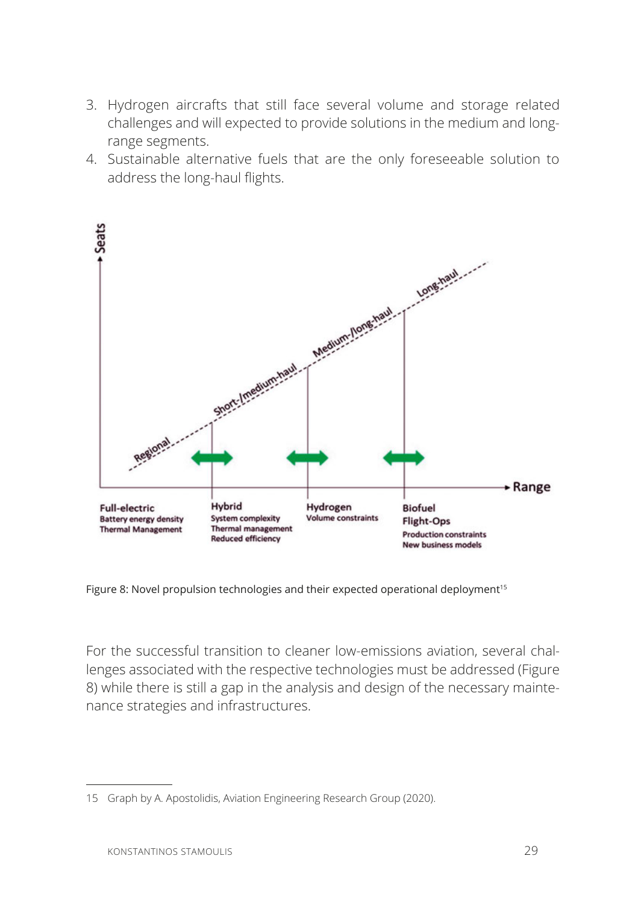3. Hydrogen aircrafts that still face several volume and storage related challenges and will expected to provide solutions in the medium and long-range segments.
4. Sustainable alternative fuels that are the only foreseeable solution to address the long-haul flights.

Figure 8: Novel propulsion technologies and their expected operational deployment[15]

For the successful transition to cleaner low-emissions aviation, several challenges associated with the respective technologies must be addressed (Figure 8) while there is still a gap in the analysis and design of the necessary maintenance strategies and infrastructures.

15 Graph by A. Apostolidis, Aviation Engineering Research Group (2020).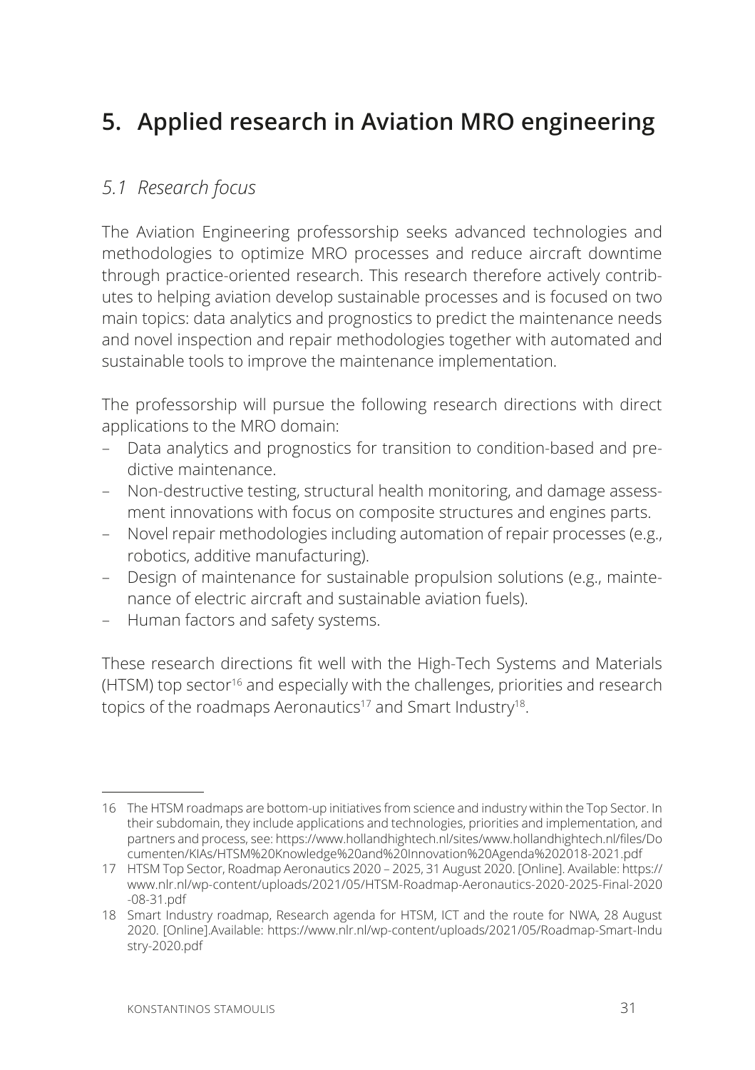# 5. Applied research in Aviation MRO engineering

## *5.1 Research focus*

The Aviation Engineering professorship seeks advanced technologies and methodologies to optimize MRO processes and reduce aircraft downtime through practice-oriented research. This research therefore actively contributes to helping aviation develop sustainable processes and is focused on two main topics: data analytics and prognostics to predict the maintenance needs and novel inspection and repair methodologies together with automated and sustainable tools to improve the maintenance implementation.

The professorship will pursue the following research directions with direct applications to the MRO domain:

- Data analytics and prognostics for transition to condition-based and predictive maintenance.
- Non-destructive testing, structural health monitoring, and damage assessment innovations with focus on composite structures and engines parts.
- Novel repair methodologies including automation of repair processes (e.g., robotics, additive manufacturing).
- Design of maintenance for sustainable propulsion solutions (e.g., maintenance of electric aircraft and sustainable aviation fuels).
- Human factors and safety systems.

These research directions fit well with the High-Tech Systems and Materials (HTSM) top sector[16] and especially with the challenges, priorities and research topics of the roadmaps Aeronautics[17] and Smart Industry[18].

---

16 The HTSM roadmaps are bottom-up initiatives from science and industry within the Top Sector. In their subdomain, they include applications and technologies, priorities and implementation, and partners and process, see: https://www.hollandhightech.nl/sites/www.hollandhightech.nl/files/Documenten/KIAs/HTSM%20Knowledge%20and%20Innovation%20Agenda%202018-2021.pdf

17 HTSM Top Sector, Roadmap Aeronautics 2020 – 2025, 31 August 2020. [Online]. Available: https://www.nlr.nl/wp-content/uploads/2021/05/HTSM-Roadmap-Aeronautics-2020-2025-Final-2020-08-31.pdf

18 Smart Industry roadmap, Research agenda for HTSM, ICT and the route for NWA, 28 August 2020. [Online].Available: https://www.nlr.nl/wp-content/uploads/2021/05/Roadmap-Smart-Industry-2020.pdf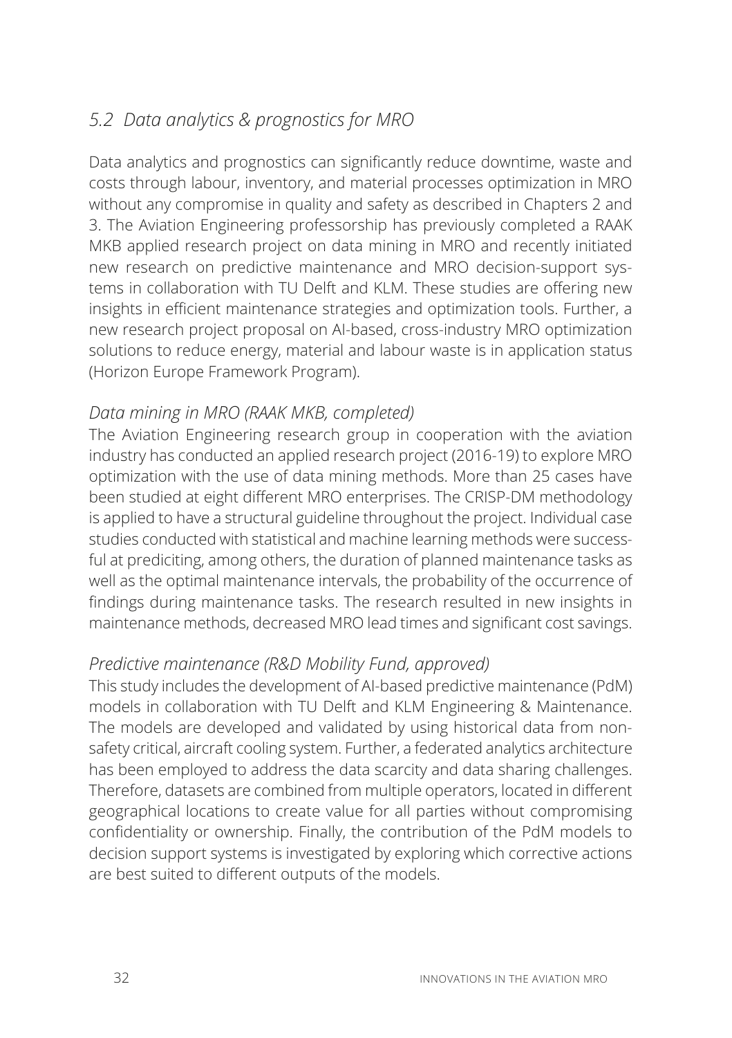## *5.2 Data analytics & prognostics for MRO*

Data analytics and prognostics can significantly reduce downtime, waste and costs through labour, inventory, and material processes optimization in MRO without any compromise in quality and safety as described in Chapters 2 and 3. The Aviation Engineering professorship has previously completed a RAAK MKB applied research project on data mining in MRO and recently initiated new research on predictive maintenance and MRO decision-support systems in collaboration with TU Delft and KLM. These studies are offering new insights in efficient maintenance strategies and optimization tools. Further, a new research project proposal on AI-based, cross-industry MRO optimization solutions to reduce energy, material and labour waste is in application status (Horizon Europe Framework Program).

### *Data mining in MRO (RAAK MKB, completed)*

The Aviation Engineering research group in cooperation with the aviation industry has conducted an applied research project (2016-19) to explore MRO optimization with the use of data mining methods. More than 25 cases have been studied at eight different MRO enterprises. The CRISP-DM methodology is applied to have a structural guideline throughout the project. Individual case studies conducted with statistical and machine learning methods were successful at prediciting, among others, the duration of planned maintenance tasks as well as the optimal maintenance intervals, the probability of the occurrence of findings during maintenance tasks. The research resulted in new insights in maintenance methods, decreased MRO lead times and significant cost savings.

### *Predictive maintenance (R&D Mobility Fund, approved)*

This study includes the development of AI-based predictive maintenance (PdM) models in collaboration with TU Delft and KLM Engineering & Maintenance. The models are developed and validated by using historical data from non-safety critical, aircraft cooling system. Further, a federated analytics architecture has been employed to address the data scarcity and data sharing challenges. Therefore, datasets are combined from multiple operators, located in different geographical locations to create value for all parties without compromising confidentiality or ownership. Finally, the contribution of the PdM models to decision support systems is investigated by exploring which corrective actions are best suited to different outputs of the models.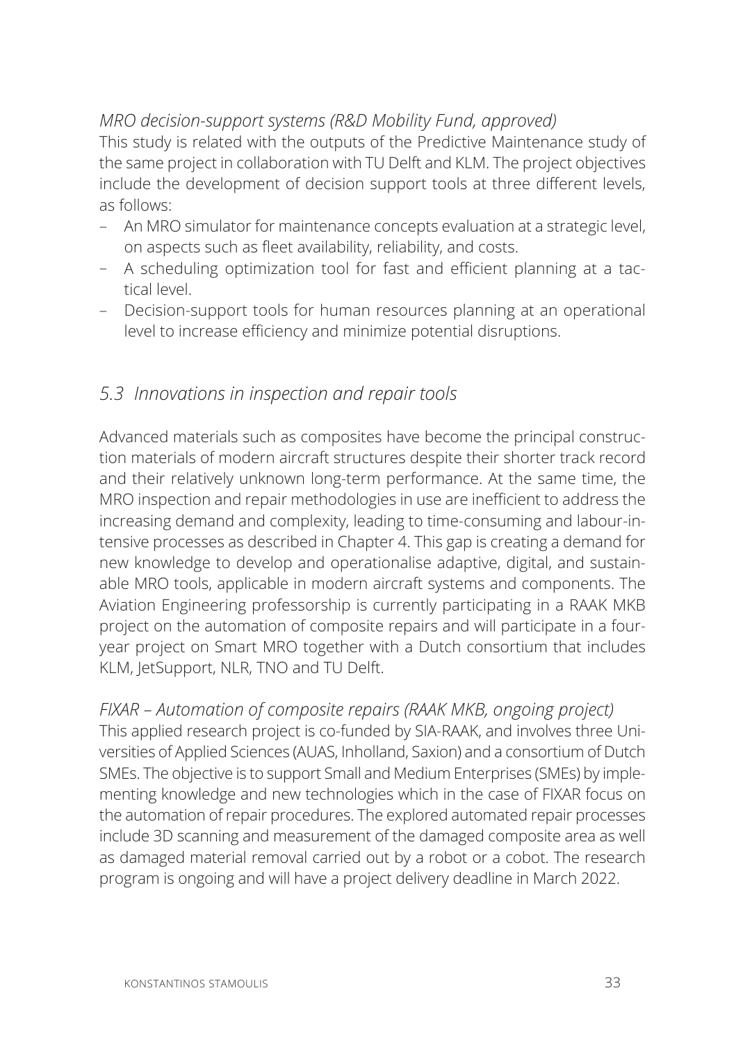*MRO decision-support systems (R&D Mobility Fund, approved)*

This study is related with the outputs of the Predictive Maintenance study of the same project in collaboration with TU Delft and KLM. The project objectives include the development of decision support tools at three different levels, as follows:

- An MRO simulator for maintenance concepts evaluation at a strategic level, on aspects such as fleet availability, reliability, and costs.
- A scheduling optimization tool for fast and efficient planning at a tactical level.
- Decision-support tools for human resources planning at an operational level to increase efficiency and minimize potential disruptions.

## *5.3 Innovations in inspection and repair tools*

Advanced materials such as composites have become the principal construction materials of modern aircraft structures despite their shorter track record and their relatively unknown long-term performance. At the same time, the MRO inspection and repair methodologies in use are inefficient to address the increasing demand and complexity, leading to time-consuming and labour-intensive processes as described in Chapter 4. This gap is creating a demand for new knowledge to develop and operationalise adaptive, digital, and sustainable MRO tools, applicable in modern aircraft systems and components. The Aviation Engineering professorship is currently participating in a RAAK MKB project on the automation of composite repairs and will participate in a four-year project on Smart MRO together with a Dutch consortium that includes KLM, JetSupport, NLR, TNO and TU Delft.

*FIXAR – Automation of composite repairs (RAAK MKB, ongoing project)*

This applied research project is co-funded by SIA-RAAK, and involves three Universities of Applied Sciences (AUAS, Inholland, Saxion) and a consortium of Dutch SMEs. The objective is to support Small and Medium Enterprises (SMEs) by implementing knowledge and new technologies which in the case of FIXAR focus on the automation of repair procedures. The explored automated repair processes include 3D scanning and measurement of the damaged composite area as well as damaged material removal carried out by a robot or a cobot. The research program is ongoing and will have a project delivery deadline in March 2022.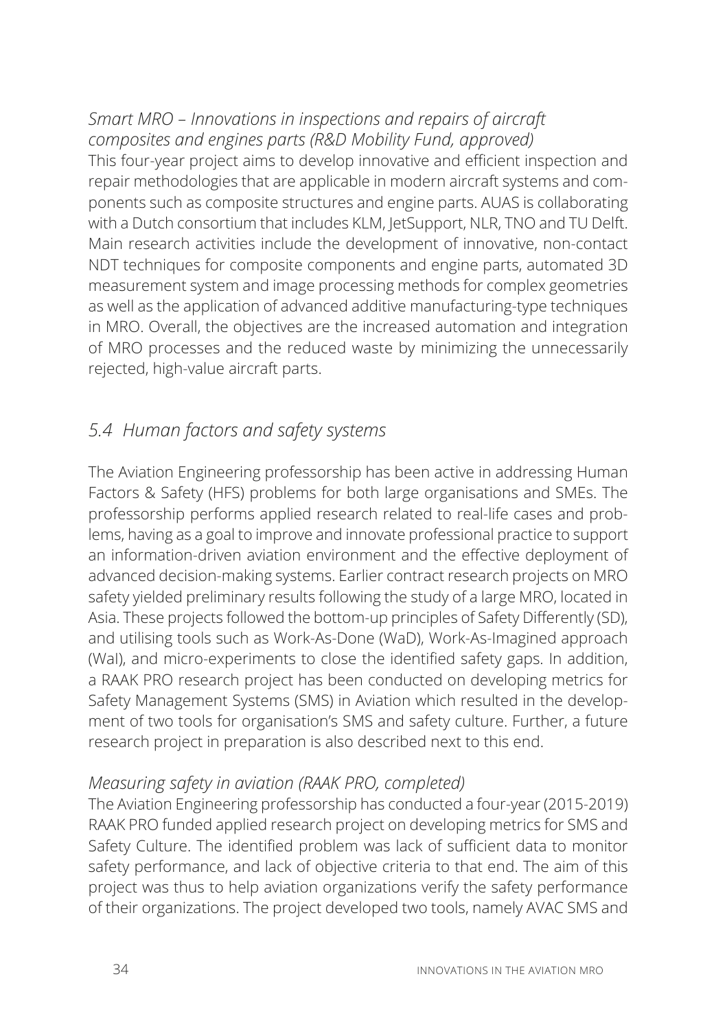*Smart MRO – Innovations in inspections and repairs of aircraft composites and engines parts (R&D Mobility Fund, approved)*

This four-year project aims to develop innovative and efficient inspection and repair methodologies that are applicable in modern aircraft systems and components such as composite structures and engine parts. AUAS is collaborating with a Dutch consortium that includes KLM, JetSupport, NLR, TNO and TU Delft. Main research activities include the development of innovative, non-contact NDT techniques for composite components and engine parts, automated 3D measurement system and image processing methods for complex geometries as well as the application of advanced additive manufacturing-type techniques in MRO. Overall, the objectives are the increased automation and integration of MRO processes and the reduced waste by minimizing the unnecessarily rejected, high-value aircraft parts.

## *5.4 Human factors and safety systems*

The Aviation Engineering professorship has been active in addressing Human Factors & Safety (HFS) problems for both large organisations and SMEs. The professorship performs applied research related to real-life cases and problems, having as a goal to improve and innovate professional practice to support an information-driven aviation environment and the effective deployment of advanced decision-making systems. Earlier contract research projects on MRO safety yielded preliminary results following the study of a large MRO, located in Asia. These projects followed the bottom-up principles of Safety Differently (SD), and utilising tools such as Work-As-Done (WaD), Work-As-Imagined approach (WaI), and micro-experiments to close the identified safety gaps. In addition, a RAAK PRO research project has been conducted on developing metrics for Safety Management Systems (SMS) in Aviation which resulted in the development of two tools for organisation's SMS and safety culture. Further, a future research project in preparation is also described next to this end.

*Measuring safety in aviation (RAAK PRO, completed)*

The Aviation Engineering professorship has conducted a four-year (2015-2019) RAAK PRO funded applied research project on developing metrics for SMS and Safety Culture. The identified problem was lack of sufficient data to monitor safety performance, and lack of objective criteria to that end. The aim of this project was thus to help aviation organizations verify the safety performance of their organizations. The project developed two tools, namely AVAC SMS and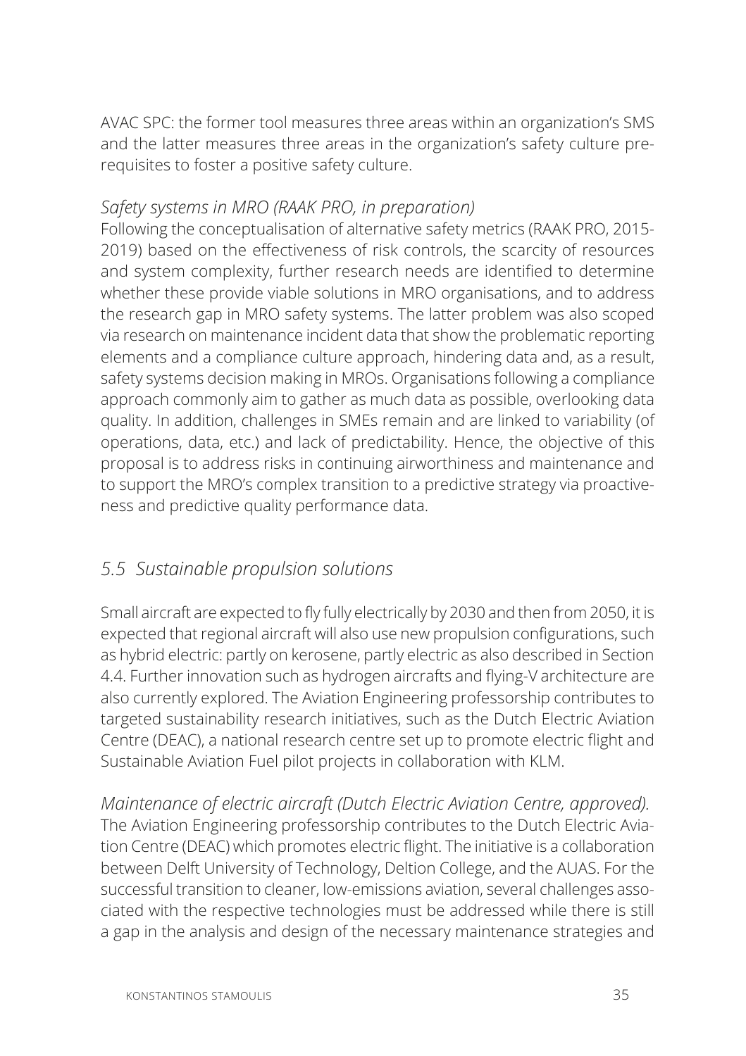AVAC SPC: the former tool measures three areas within an organization's SMS and the latter measures three areas in the organization's safety culture prerequisites to foster a positive safety culture.

*Safety systems in MRO (RAAK PRO, in preparation)*

Following the conceptualisation of alternative safety metrics (RAAK PRO, 2015-2019) based on the effectiveness of risk controls, the scarcity of resources and system complexity, further research needs are identified to determine whether these provide viable solutions in MRO organisations, and to address the research gap in MRO safety systems. The latter problem was also scoped via research on maintenance incident data that show the problematic reporting elements and a compliance culture approach, hindering data and, as a result, safety systems decision making in MROs. Organisations following a compliance approach commonly aim to gather as much data as possible, overlooking data quality. In addition, challenges in SMEs remain and are linked to variability (of operations, data, etc.) and lack of predictability. Hence, the objective of this proposal is to address risks in continuing airworthiness and maintenance and to support the MRO's complex transition to a predictive strategy via proactiveness and predictive quality performance data.

## *5.5 Sustainable propulsion solutions*

Small aircraft are expected to fly fully electrically by 2030 and then from 2050, it is expected that regional aircraft will also use new propulsion configurations, such as hybrid electric: partly on kerosene, partly electric as also described in Section 4.4. Further innovation such as hydrogen aircrafts and flying-V architecture are also currently explored. The Aviation Engineering professorship contributes to targeted sustainability research initiatives, such as the Dutch Electric Aviation Centre (DEAC), a national research centre set up to promote electric flight and Sustainable Aviation Fuel pilot projects in collaboration with KLM.

*Maintenance of electric aircraft (Dutch Electric Aviation Centre, approved).*

The Aviation Engineering professorship contributes to the Dutch Electric Aviation Centre (DEAC) which promotes electric flight. The initiative is a collaboration between Delft University of Technology, Deltion College, and the AUAS. For the successful transition to cleaner, low-emissions aviation, several challenges associated with the respective technologies must be addressed while there is still a gap in the analysis and design of the necessary maintenance strategies and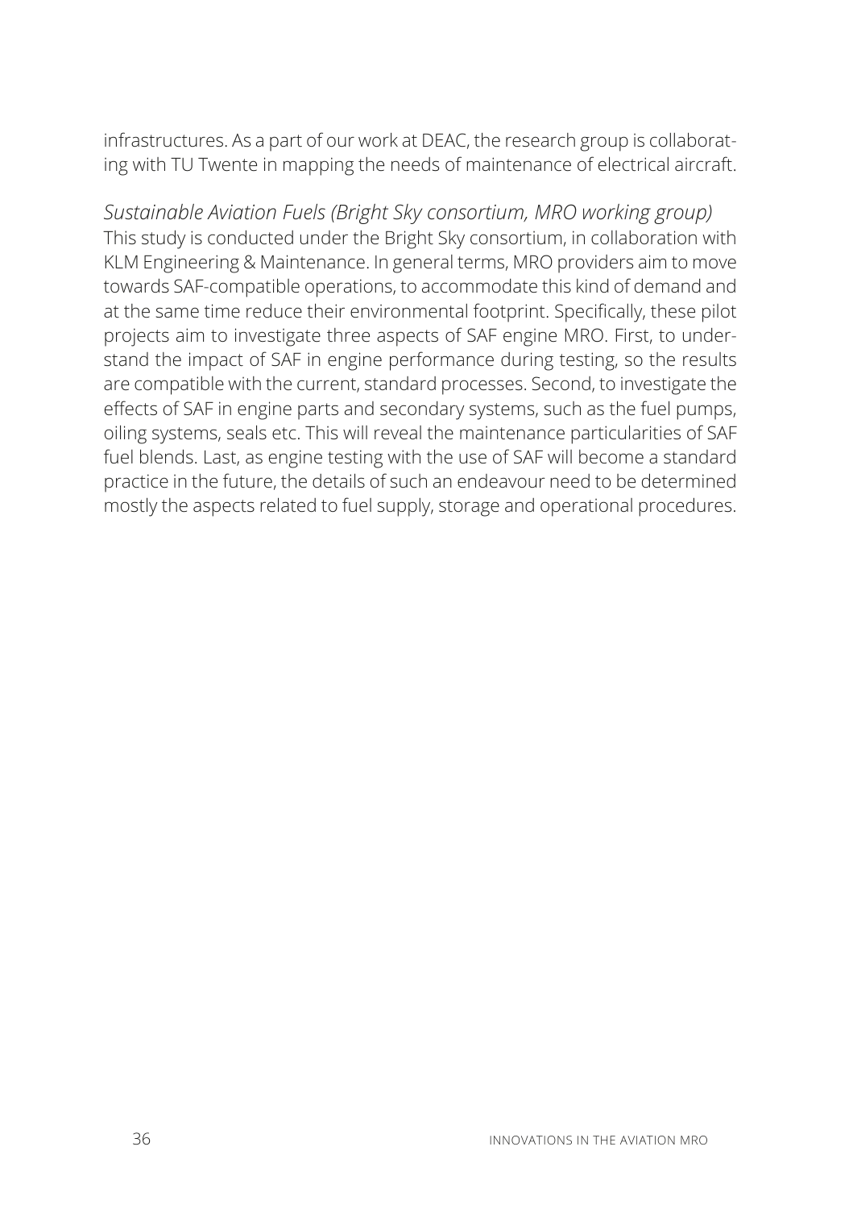infrastructures. As a part of our work at DEAC, the research group is collaborating with TU Twente in mapping the needs of maintenance of electrical aircraft.

*Sustainable Aviation Fuels (Bright Sky consortium, MRO working group)*
This study is conducted under the Bright Sky consortium, in collaboration with KLM Engineering & Maintenance. In general terms, MRO providers aim to move towards SAF-compatible operations, to accommodate this kind of demand and at the same time reduce their environmental footprint. Specifically, these pilot projects aim to investigate three aspects of SAF engine MRO. First, to understand the impact of SAF in engine performance during testing, so the results are compatible with the current, standard processes. Second, to investigate the effects of SAF in engine parts and secondary systems, such as the fuel pumps, oiling systems, seals etc. This will reveal the maintenance particularities of SAF fuel blends. Last, as engine testing with the use of SAF will become a standard practice in the future, the details of such an endeavour need to be determined mostly the aspects related to fuel supply, storage and operational procedures.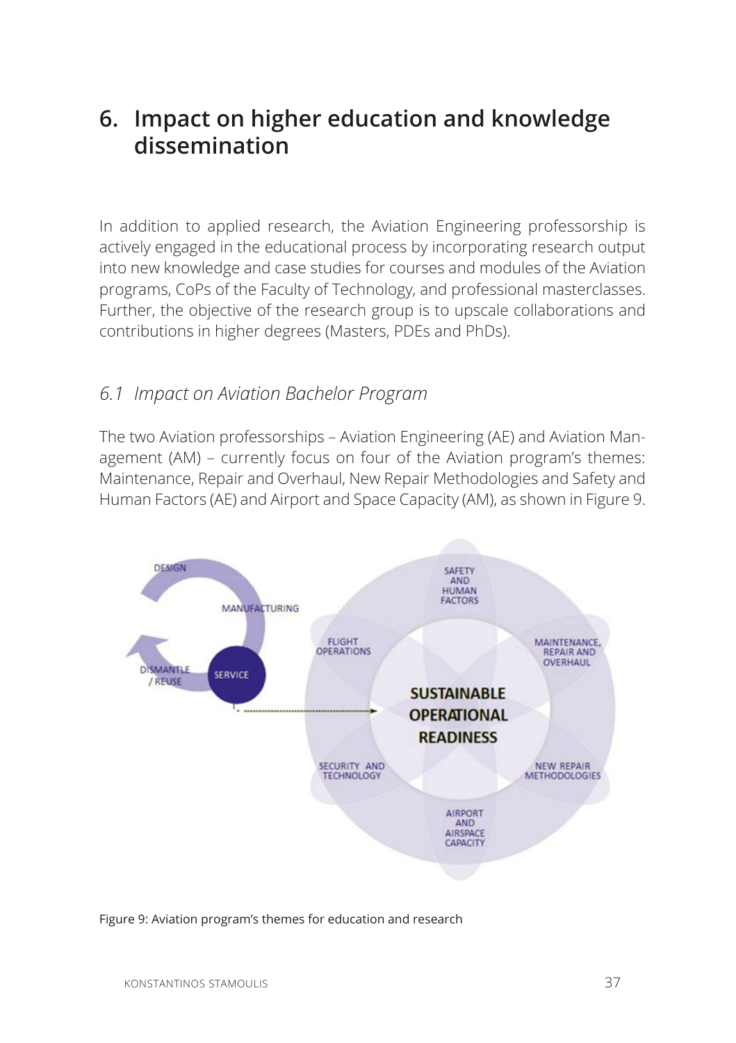## 6. Impact on higher education and knowledge dissemination

In addition to applied research, the Aviation Engineering professorship is actively engaged in the educational process by incorporating research output into new knowledge and case studies for courses and modules of the Aviation programs, CoPs of the Faculty of Technology, and professional masterclasses. Further, the objective of the research group is to upscale collaborations and contributions in higher degrees (Masters, PDEs and PhDs).

### *6.1 Impact on Aviation Bachelor Program*

The two Aviation professorships – Aviation Engineering (AE) and Aviation Management (AM) – currently focus on four of the Aviation program's themes: Maintenance, Repair and Overhaul, New Repair Methodologies and Safety and Human Factors (AE) and Airport and Space Capacity (AM), as shown in Figure 9.

Figure 9: Aviation program's themes for education and research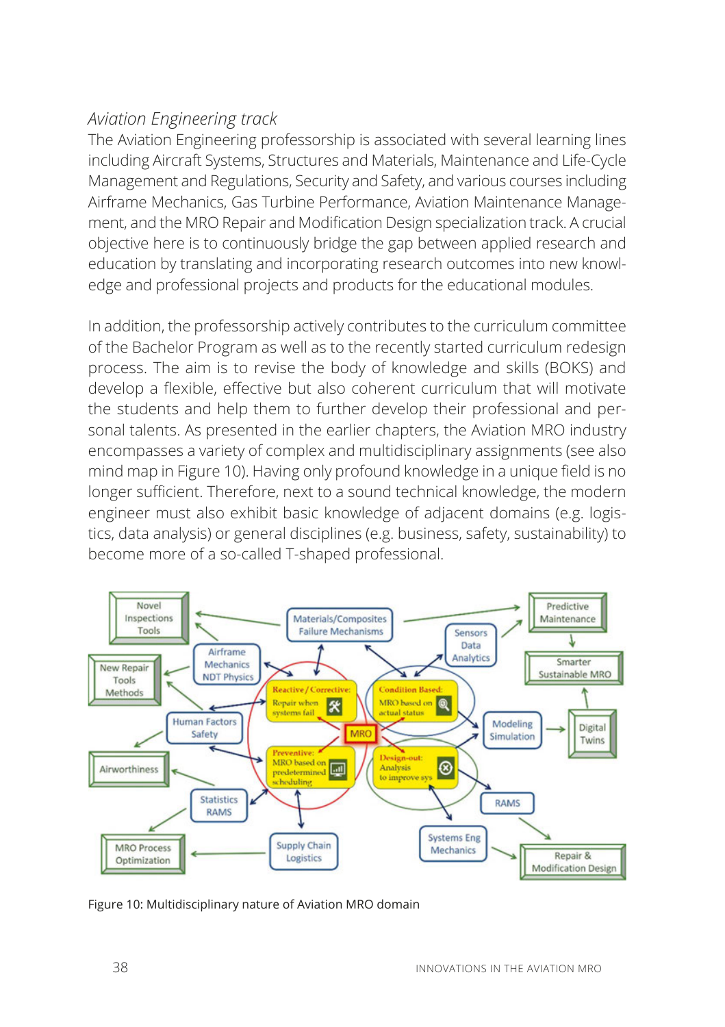*Aviation Engineering track*

The Aviation Engineering professorship is associated with several learning lines including Aircraft Systems, Structures and Materials, Maintenance and Life-Cycle Management and Regulations, Security and Safety, and various courses including Airframe Mechanics, Gas Turbine Performance, Aviation Maintenance Management, and the MRO Repair and Modification Design specialization track. A crucial objective here is to continuously bridge the gap between applied research and education by translating and incorporating research outcomes into new knowledge and professional projects and products for the educational modules.

In addition, the professorship actively contributes to the curriculum committee of the Bachelor Program as well as to the recently started curriculum redesign process. The aim is to revise the body of knowledge and skills (BOKS) and develop a flexible, effective but also coherent curriculum that will motivate the students and help them to further develop their professional and personal talents. As presented in the earlier chapters, the Aviation MRO industry encompasses a variety of complex and multidisciplinary assignments (see also mind map in Figure 10). Having only profound knowledge in a unique field is no longer sufficient. Therefore, next to a sound technical knowledge, the modern engineer must also exhibit basic knowledge of adjacent domains (e.g. logistics, data analysis) or general disciplines (e.g. business, safety, sustainability) to become more of a so-called T-shaped professional.

Figure 10: Multidisciplinary nature of Aviation MRO domain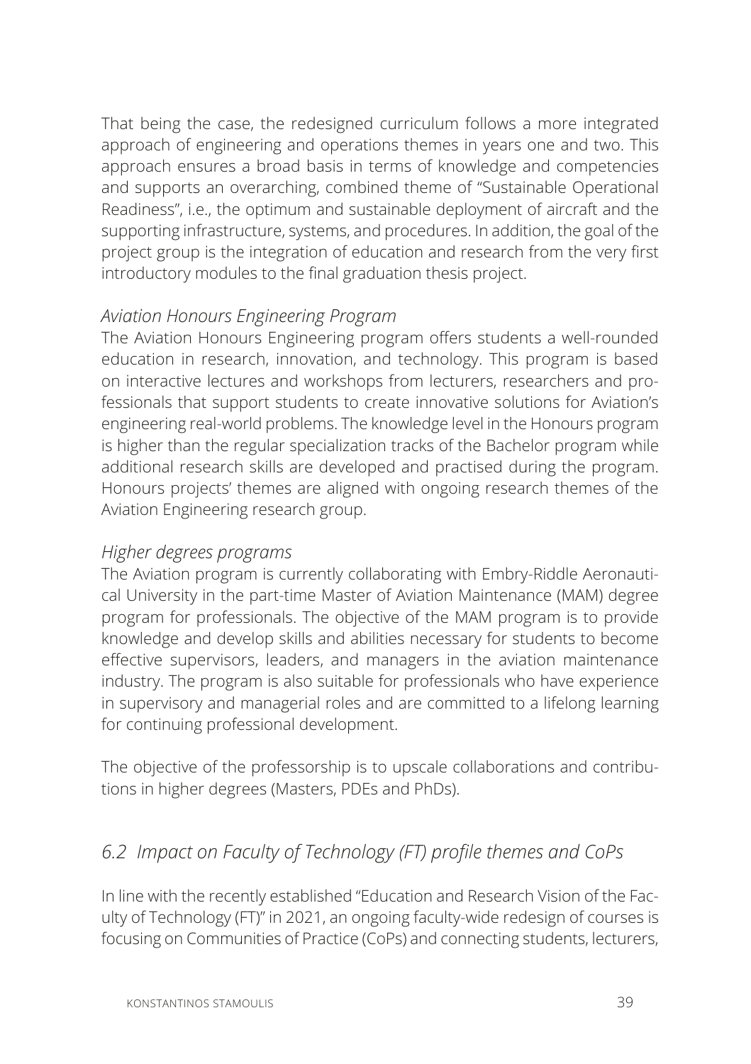That being the case, the redesigned curriculum follows a more integrated approach of engineering and operations themes in years one and two. This approach ensures a broad basis in terms of knowledge and competencies and supports an overarching, combined theme of "Sustainable Operational Readiness", i.e., the optimum and sustainable deployment of aircraft and the supporting infrastructure, systems, and procedures. In addition, the goal of the project group is the integration of education and research from the very first introductory modules to the final graduation thesis project.

*Aviation Honours Engineering Program*

The Aviation Honours Engineering program offers students a well-rounded education in research, innovation, and technology. This program is based on interactive lectures and workshops from lecturers, researchers and professionals that support students to create innovative solutions for Aviation's engineering real-world problems. The knowledge level in the Honours program is higher than the regular specialization tracks of the Bachelor program while additional research skills are developed and practised during the program. Honours projects' themes are aligned with ongoing research themes of the Aviation Engineering research group.

*Higher degrees programs*

The Aviation program is currently collaborating with Embry-Riddle Aeronautical University in the part-time Master of Aviation Maintenance (MAM) degree program for professionals. The objective of the MAM program is to provide knowledge and develop skills and abilities necessary for students to become effective supervisors, leaders, and managers in the aviation maintenance industry. The program is also suitable for professionals who have experience in supervisory and managerial roles and are committed to a lifelong learning for continuing professional development.

The objective of the professorship is to upscale collaborations and contributions in higher degrees (Masters, PDEs and PhDs).

## *6.2 Impact on Faculty of Technology (FT) profile themes and CoPs*

In line with the recently established "Education and Research Vision of the Faculty of Technology (FT)" in 2021, an ongoing faculty-wide redesign of courses is focusing on Communities of Practice (CoPs) and connecting students, lecturers,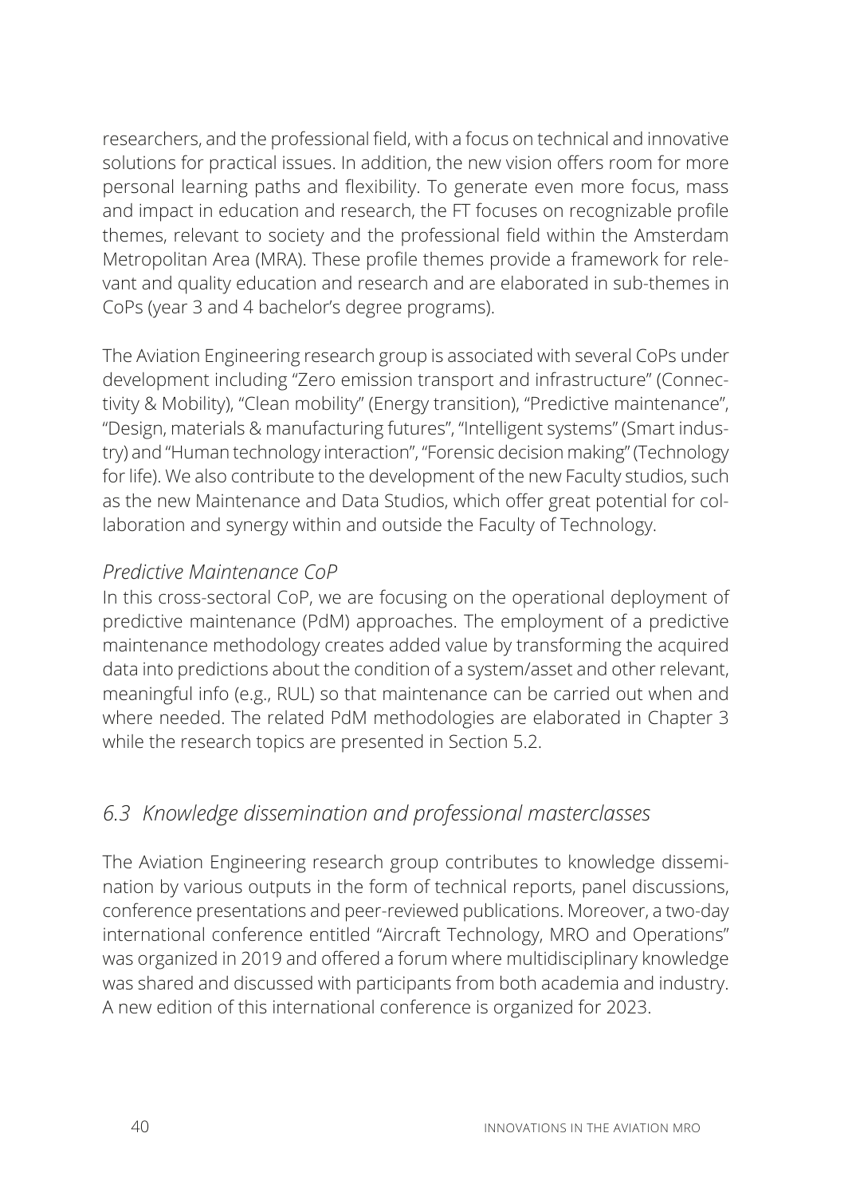researchers, and the professional field, with a focus on technical and innovative solutions for practical issues. In addition, the new vision offers room for more personal learning paths and flexibility. To generate even more focus, mass and impact in education and research, the FT focuses on recognizable profile themes, relevant to society and the professional field within the Amsterdam Metropolitan Area (MRA). These profile themes provide a framework for relevant and quality education and research and are elaborated in sub-themes in CoPs (year 3 and 4 bachelor's degree programs).

The Aviation Engineering research group is associated with several CoPs under development including "Zero emission transport and infrastructure" (Connectivity & Mobility), "Clean mobility" (Energy transition), "Predictive maintenance", "Design, materials & manufacturing futures", "Intelligent systems" (Smart industry) and "Human technology interaction", "Forensic decision making" (Technology for life). We also contribute to the development of the new Faculty studios, such as the new Maintenance and Data Studios, which offer great potential for collaboration and synergy within and outside the Faculty of Technology.

*Predictive Maintenance CoP*

In this cross-sectoral CoP, we are focusing on the operational deployment of predictive maintenance (PdM) approaches. The employment of a predictive maintenance methodology creates added value by transforming the acquired data into predictions about the condition of a system/asset and other relevant, meaningful info (e.g., RUL) so that maintenance can be carried out when and where needed. The related PdM methodologies are elaborated in Chapter 3 while the research topics are presented in Section 5.2.

## *6.3 Knowledge dissemination and professional masterclasses*

The Aviation Engineering research group contributes to knowledge dissemination by various outputs in the form of technical reports, panel discussions, conference presentations and peer-reviewed publications. Moreover, a two-day international conference entitled "Aircraft Technology, MRO and Operations" was organized in 2019 and offered a forum where multidisciplinary knowledge was shared and discussed with participants from both academia and industry. A new edition of this international conference is organized for 2023.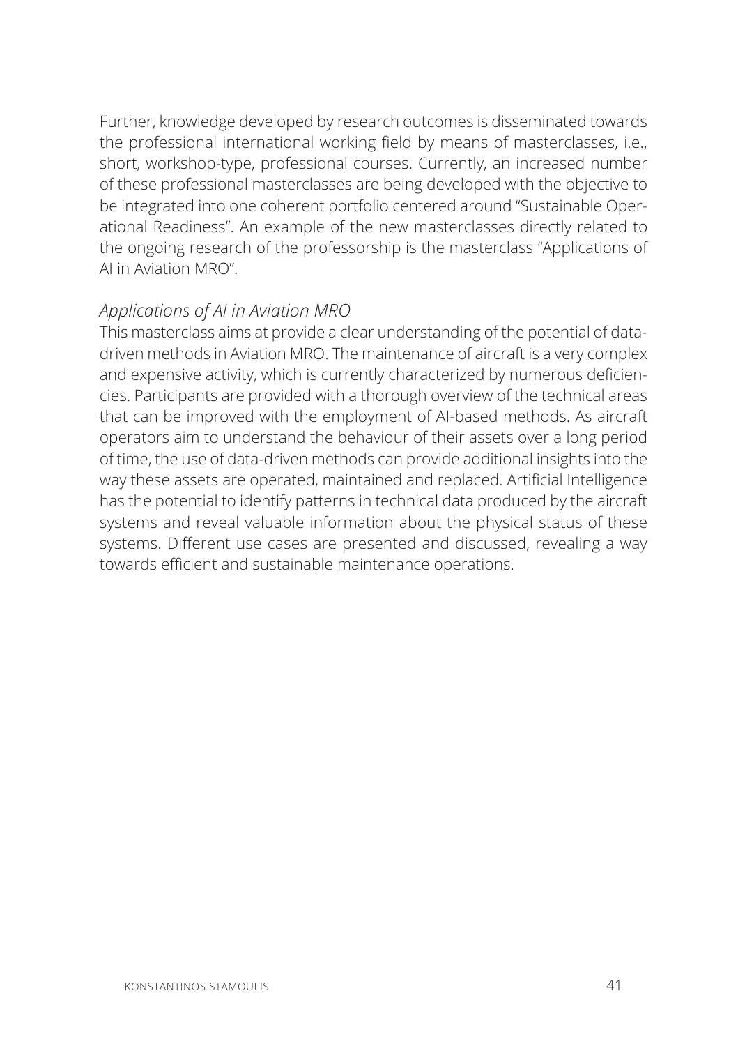Further, knowledge developed by research outcomes is disseminated towards the professional international working field by means of masterclasses, i.e., short, workshop-type, professional courses. Currently, an increased number of these professional masterclasses are being developed with the objective to be integrated into one coherent portfolio centered around "Sustainable Operational Readiness". An example of the new masterclasses directly related to the ongoing research of the professorship is the masterclass "Applications of AI in Aviation MRO".

*Applications of AI in Aviation MRO*

This masterclass aims at provide a clear understanding of the potential of data-driven methods in Aviation MRO. The maintenance of aircraft is a very complex and expensive activity, which is currently characterized by numerous deficiencies. Participants are provided with a thorough overview of the technical areas that can be improved with the employment of AI-based methods. As aircraft operators aim to understand the behaviour of their assets over a long period of time, the use of data-driven methods can provide additional insights into the way these assets are operated, maintained and replaced. Artificial Intelligence has the potential to identify patterns in technical data produced by the aircraft systems and reveal valuable information about the physical status of these systems. Different use cases are presented and discussed, revealing a way towards efficient and sustainable maintenance operations.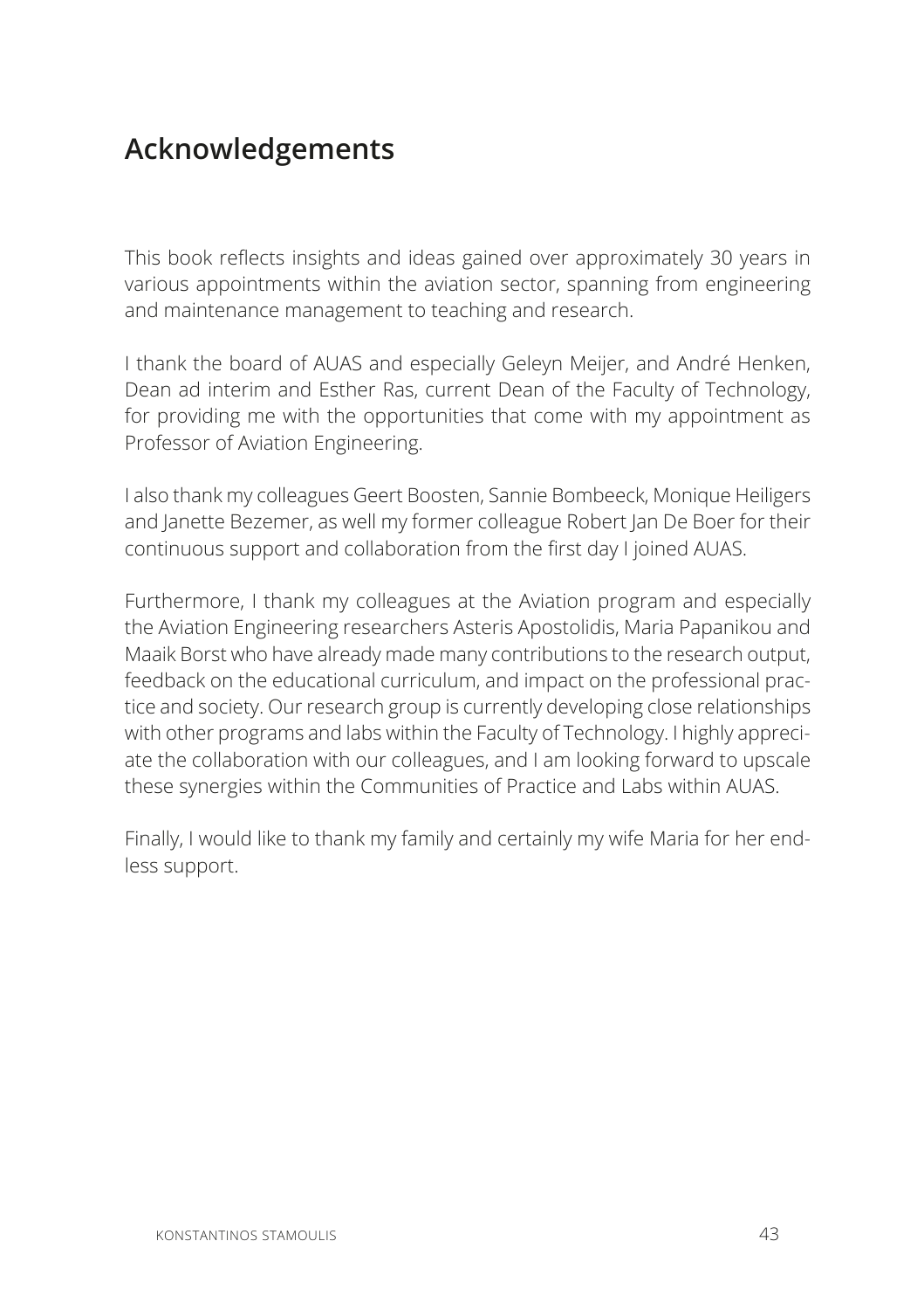## Acknowledgements

This book reflects insights and ideas gained over approximately 30 years in various appointments within the aviation sector, spanning from engineering and maintenance management to teaching and research.

I thank the board of AUAS and especially Geleyn Meijer, and André Henken, Dean ad interim and Esther Ras, current Dean of the Faculty of Technology, for providing me with the opportunities that come with my appointment as Professor of Aviation Engineering.

I also thank my colleagues Geert Boosten, Sannie Bombeeck, Monique Heiligers and Janette Bezemer, as well my former colleague Robert Jan De Boer for their continuous support and collaboration from the first day I joined AUAS.

Furthermore, I thank my colleagues at the Aviation program and especially the Aviation Engineering researchers Asteris Apostolidis, Maria Papanikou and Maaik Borst who have already made many contributions to the research output, feedback on the educational curriculum, and impact on the professional practice and society. Our research group is currently developing close relationships with other programs and labs within the Faculty of Technology. I highly appreciate the collaboration with our colleagues, and I am looking forward to upscale these synergies within the Communities of Practice and Labs within AUAS.

Finally, I would like to thank my family and certainly my wife Maria for her endless support.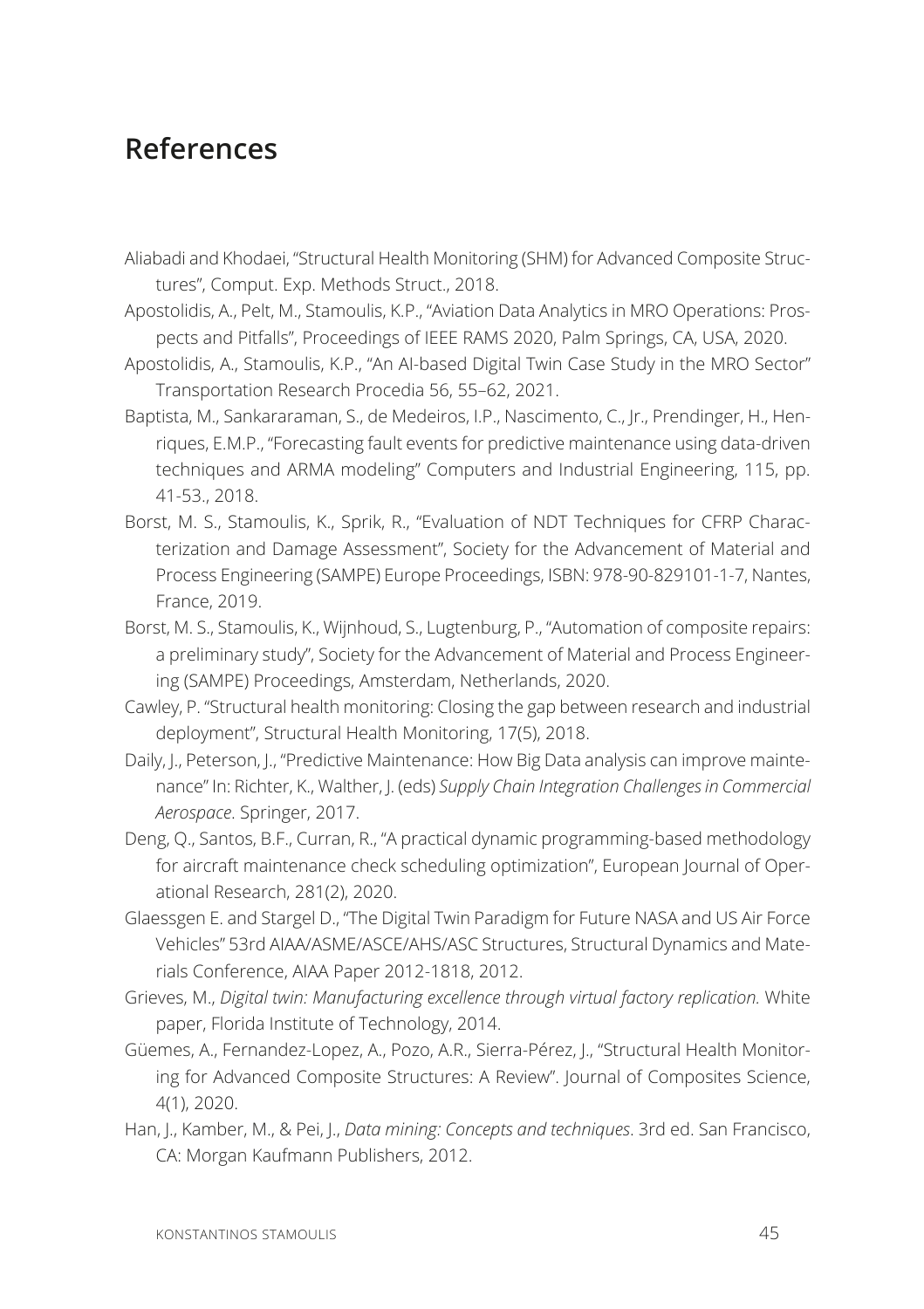# References

Aliabadi and Khodaei, "Structural Health Monitoring (SHM) for Advanced Composite Structures", Comput. Exp. Methods Struct., 2018.

Apostolidis, A., Pelt, M., Stamoulis, K.P., "Aviation Data Analytics in MRO Operations: Prospects and Pitfalls", Proceedings of IEEE RAMS 2020, Palm Springs, CA, USA, 2020.

Apostolidis, A., Stamoulis, K.P., "An AI-based Digital Twin Case Study in the MRO Sector" Transportation Research Procedia 56, 55–62, 2021.

Baptista, M., Sankararaman, S., de Medeiros, I.P., Nascimento, C., Jr., Prendinger, H., Henriques, E.M.P., "Forecasting fault events for predictive maintenance using data-driven techniques and ARMA modeling" Computers and Industrial Engineering, 115, pp. 41-53., 2018.

Borst, M. S., Stamoulis, K., Sprik, R., "Evaluation of NDT Techniques for CFRP Characterization and Damage Assessment", Society for the Advancement of Material and Process Engineering (SAMPE) Europe Proceedings, ISBN: 978-90-829101-1-7, Nantes, France, 2019.

Borst, M. S., Stamoulis, K., Wijnhoud, S., Lugtenburg, P., "Automation of composite repairs: a preliminary study", Society for the Advancement of Material and Process Engineering (SAMPE) Proceedings, Amsterdam, Netherlands, 2020.

Cawley, P. "Structural health monitoring: Closing the gap between research and industrial deployment", Structural Health Monitoring, 17(5), 2018.

Daily, J., Peterson, J., "Predictive Maintenance: How Big Data analysis can improve maintenance" In: Richter, K., Walther, J. (eds) *Supply Chain Integration Challenges in Commercial Aerospace*. Springer, 2017.

Deng, Q., Santos, B.F., Curran, R., "A practical dynamic programming-based methodology for aircraft maintenance check scheduling optimization", European Journal of Operational Research, 281(2), 2020.

Glaessgen E. and Stargel D., "The Digital Twin Paradigm for Future NASA and US Air Force Vehicles" 53rd AIAA/ASME/ASCE/AHS/ASC Structures, Structural Dynamics and Materials Conference, AIAA Paper 2012-1818, 2012.

Grieves, M., *Digital twin: Manufacturing excellence through virtual factory replication.* White paper, Florida Institute of Technology, 2014.

Güemes, A., Fernandez-Lopez, A., Pozo, A.R., Sierra-Pérez, J., "Structural Health Monitoring for Advanced Composite Structures: A Review". Journal of Composites Science, 4(1), 2020.

Han, J., Kamber, M., & Pei, J., *Data mining: Concepts and techniques*. 3rd ed. San Francisco, CA: Morgan Kaufmann Publishers, 2012.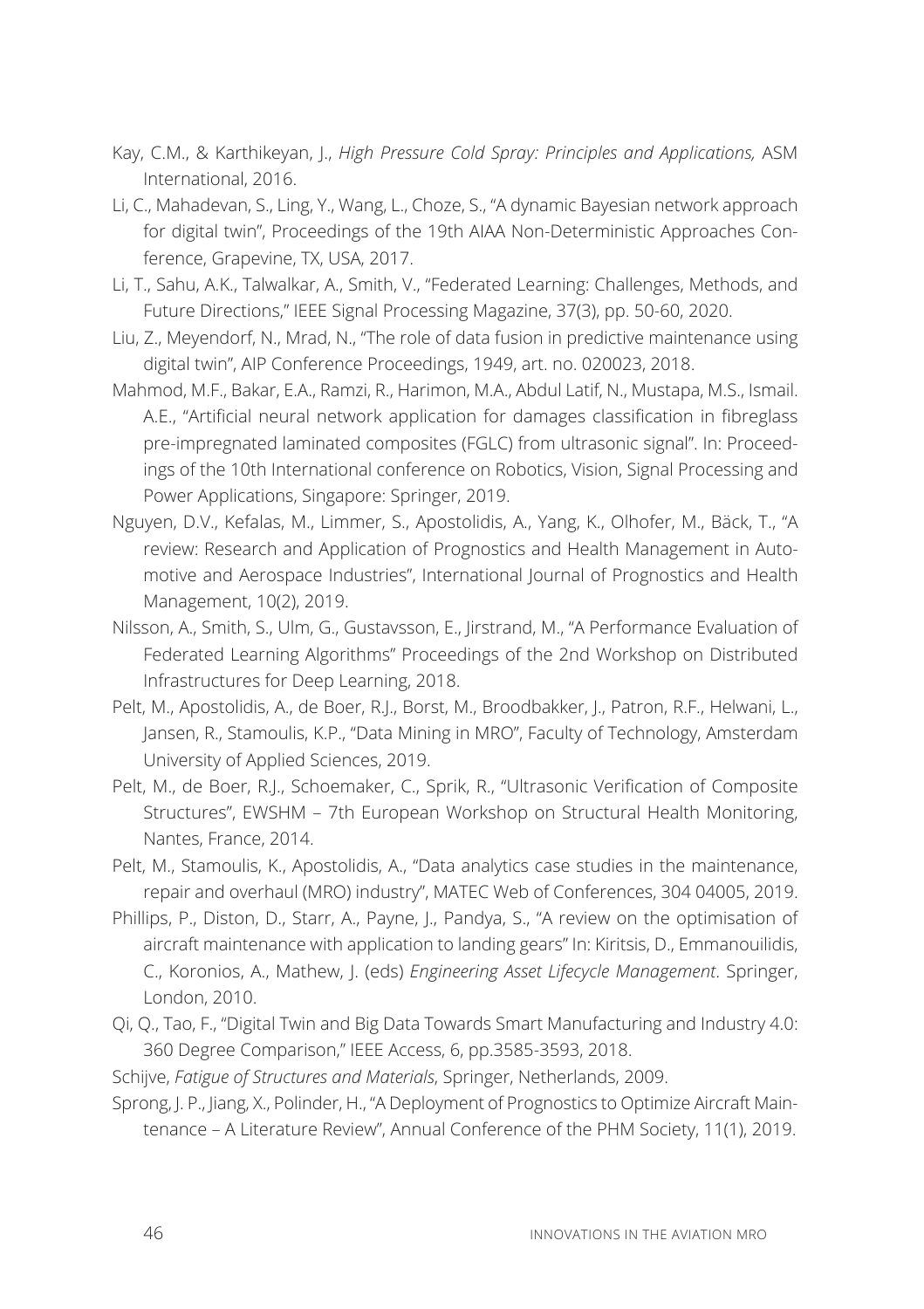Kay, C.M., & Karthikeyan, J., *High Pressure Cold Spray: Principles and Applications,* ASM International, 2016.

Li, C., Mahadevan, S., Ling, Y., Wang, L., Choze, S., "A dynamic Bayesian network approach for digital twin", Proceedings of the 19th AIAA Non-Deterministic Approaches Conference, Grapevine, TX, USA, 2017.

Li, T., Sahu, A.K., Talwalkar, A., Smith, V., "Federated Learning: Challenges, Methods, and Future Directions," IEEE Signal Processing Magazine, 37(3), pp. 50-60, 2020.

Liu, Z., Meyendorf, N., Mrad, N., "The role of data fusion in predictive maintenance using digital twin", AIP Conference Proceedings, 1949, art. no. 020023, 2018.

Mahmod, M.F., Bakar, E.A., Ramzi, R., Harimon, M.A., Abdul Latif, N., Mustapa, M.S., Ismail. A.E., "Artificial neural network application for damages classification in fibreglass pre-impregnated laminated composites (FGLC) from ultrasonic signal". In: Proceedings of the 10th International conference on Robotics, Vision, Signal Processing and Power Applications, Singapore: Springer, 2019.

Nguyen, D.V., Kefalas, M., Limmer, S., Apostolidis, A., Yang, K., Olhofer, M., Bäck, T., "A review: Research and Application of Prognostics and Health Management in Automotive and Aerospace Industries", International Journal of Prognostics and Health Management, 10(2), 2019.

Nilsson, A., Smith, S., Ulm, G., Gustavsson, E., Jirstrand, M., "A Performance Evaluation of Federated Learning Algorithms" Proceedings of the 2nd Workshop on Distributed Infrastructures for Deep Learning, 2018.

Pelt, M., Apostolidis, A., de Boer, R.J., Borst, M., Broodbakker, J., Patron, R.F., Helwani, L., Jansen, R., Stamoulis, K.P., "Data Mining in MRO", Faculty of Technology, Amsterdam University of Applied Sciences, 2019.

Pelt, M., de Boer, R.J., Schoemaker, C., Sprik, R., "Ultrasonic Verification of Composite Structures", EWSHM – 7th European Workshop on Structural Health Monitoring, Nantes, France, 2014.

Pelt, M., Stamoulis, K., Apostolidis, A., "Data analytics case studies in the maintenance, repair and overhaul (MRO) industry", MATEC Web of Conferences, 304 04005, 2019.

Phillips, P., Diston, D., Starr, A., Payne, J., Pandya, S., "A review on the optimisation of aircraft maintenance with application to landing gears" In: Kiritsis, D., Emmanouilidis, C., Koronios, A., Mathew, J. (eds) *Engineering Asset Lifecycle Management*. Springer, London, 2010.

Qi, Q., Tao, F., "Digital Twin and Big Data Towards Smart Manufacturing and Industry 4.0: 360 Degree Comparison," IEEE Access, 6, pp.3585-3593, 2018.

Schijve, *Fatigue of Structures and Materials*, Springer, Netherlands, 2009.

Sprong, J. P., Jiang, X., Polinder, H., "A Deployment of Prognostics to Optimize Aircraft Maintenance – A Literature Review", Annual Conference of the PHM Society, 11(1), 2019.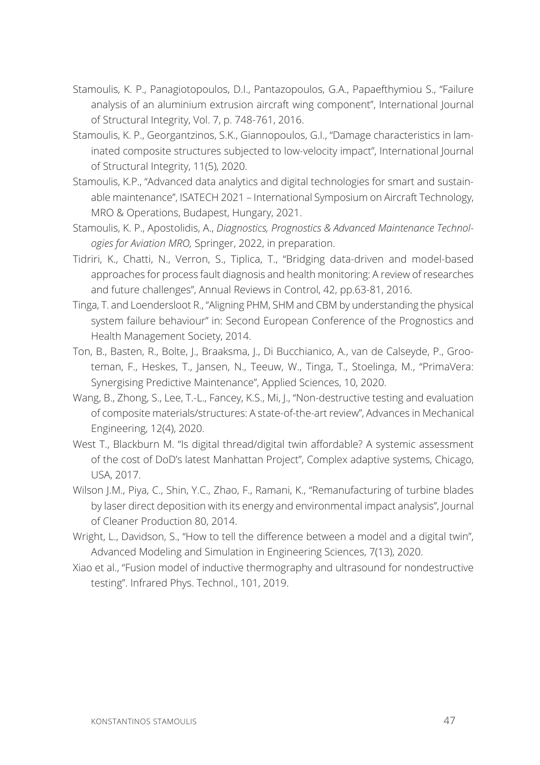Stamoulis, K. P., Panagiotopoulos, D.I., Pantazopoulos, G.A., Papaefthymiou S., "Failure analysis of an aluminium extrusion aircraft wing component", International Journal of Structural Integrity, Vol. 7, p. 748-761, 2016.

Stamoulis, K. P., Georgantzinos, S.K., Giannopoulos, G.I., "Damage characteristics in laminated composite structures subjected to low-velocity impact", International Journal of Structural Integrity, 11(5), 2020.

Stamoulis, K.P., "Advanced data analytics and digital technologies for smart and sustainable maintenance", ISATECH 2021 – International Symposium on Aircraft Technology, MRO & Operations, Budapest, Hungary, 2021.

Stamoulis, K. P., Apostolidis, A., *Diagnostics, Prognostics & Advanced Maintenance Technologies for Aviation MRO,* Springer, 2022, in preparation.

Tidriri, K., Chatti, N., Verron, S., Tiplica, T., "Bridging data-driven and model-based approaches for process fault diagnosis and health monitoring: A review of researches and future challenges", Annual Reviews in Control, 42, pp.63-81, 2016.

Tinga, T. and Loendersloot R., "Aligning PHM, SHM and CBM by understanding the physical system failure behaviour" in: Second European Conference of the Prognostics and Health Management Society, 2014.

Ton, B., Basten, R., Bolte, J., Braaksma, J., Di Bucchianico, A., van de Calseyde, P., Grooteman, F., Heskes, T., Jansen, N., Teeuw, W., Tinga, T., Stoelinga, M., "PrimaVera: Synergising Predictive Maintenance", Applied Sciences, 10, 2020.

Wang, B., Zhong, S., Lee, T.-L., Fancey, K.S., Mi, J., "Non-destructive testing and evaluation of composite materials/structures: A state-of-the-art review", Advances in Mechanical Engineering, 12(4), 2020.

West T., Blackburn M. "Is digital thread/digital twin affordable? A systemic assessment of the cost of DoD's latest Manhattan Project", Complex adaptive systems, Chicago, USA, 2017.

Wilson J.M., Piya, C., Shin, Y.C., Zhao, F., Ramani, K., "Remanufacturing of turbine blades by laser direct deposition with its energy and environmental impact analysis", Journal of Cleaner Production 80, 2014.

Wright, L., Davidson, S., "How to tell the difference between a model and a digital twin", Advanced Modeling and Simulation in Engineering Sciences, 7(13), 2020.

Xiao et al., "Fusion model of inductive thermography and ultrasound for nondestructive testing". Infrared Phys. Technol., 101, 2019.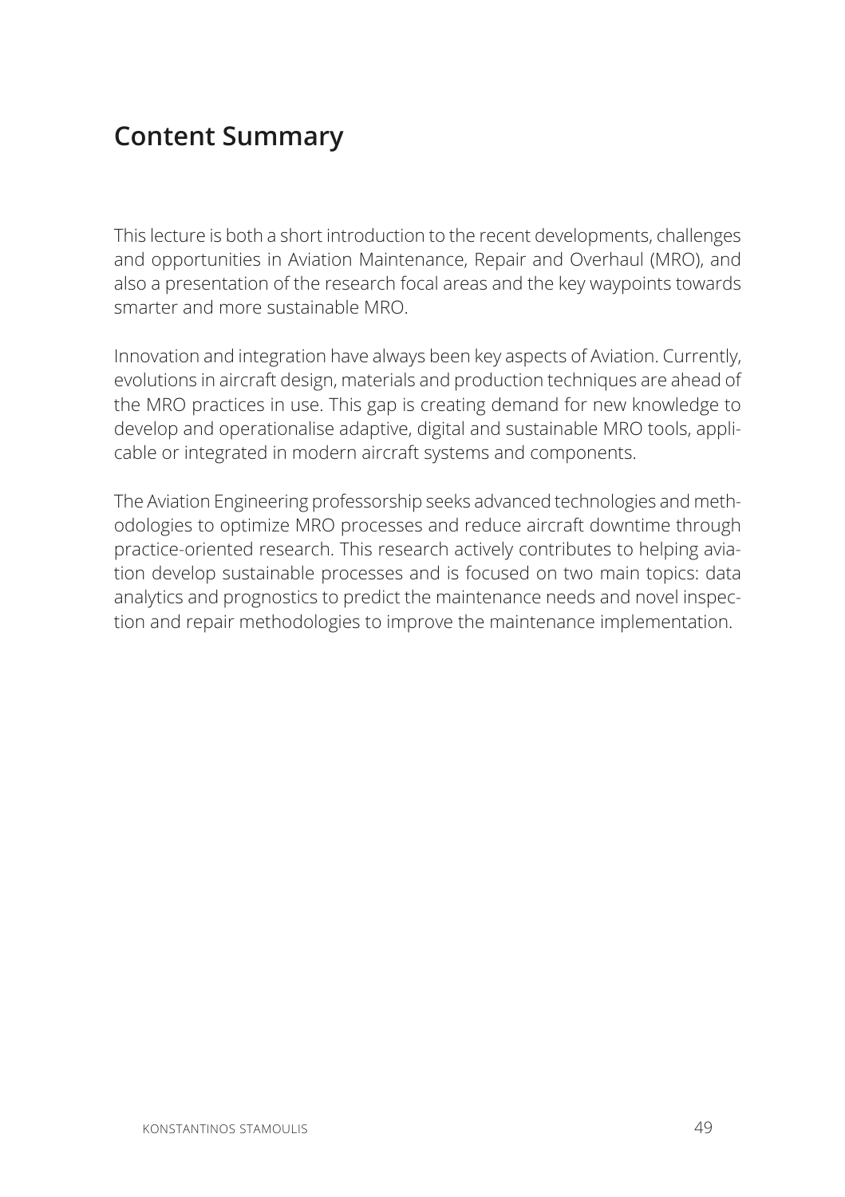## Content Summary

This lecture is both a short introduction to the recent developments, challenges and opportunities in Aviation Maintenance, Repair and Overhaul (MRO), and also a presentation of the research focal areas and the key waypoints towards smarter and more sustainable MRO.

Innovation and integration have always been key aspects of Aviation. Currently, evolutions in aircraft design, materials and production techniques are ahead of the MRO practices in use. This gap is creating demand for new knowledge to develop and operationalise adaptive, digital and sustainable MRO tools, applicable or integrated in modern aircraft systems and components.

The Aviation Engineering professorship seeks advanced technologies and methodologies to optimize MRO processes and reduce aircraft downtime through practice-oriented research. This research actively contributes to helping aviation develop sustainable processes and is focused on two main topics: data analytics and prognostics to predict the maintenance needs and novel inspection and repair methodologies to improve the maintenance implementation.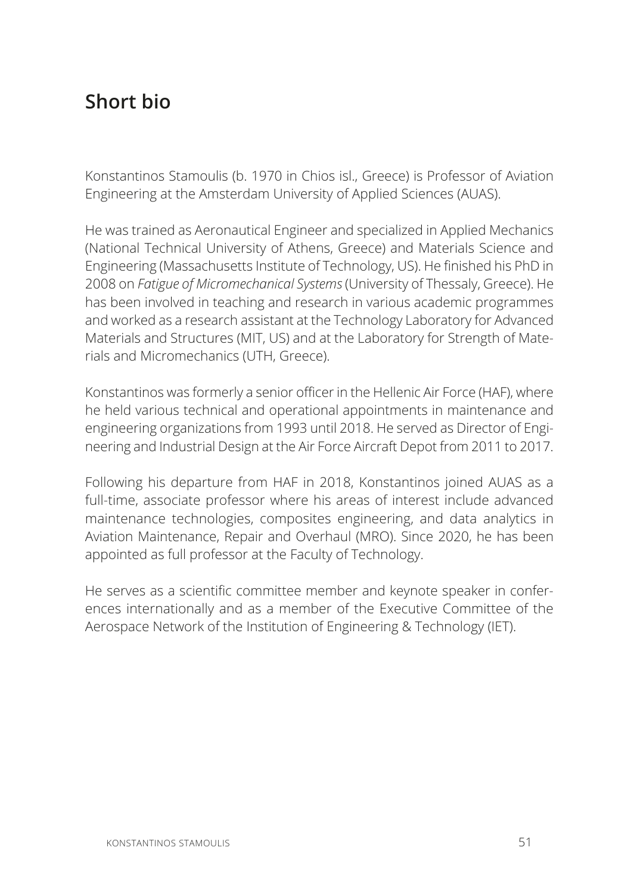## Short bio

Konstantinos Stamoulis (b. 1970 in Chios isl., Greece) is Professor of Aviation Engineering at the Amsterdam University of Applied Sciences (AUAS).

He was trained as Aeronautical Engineer and specialized in Applied Mechanics (National Technical University of Athens, Greece) and Materials Science and Engineering (Massachusetts Institute of Technology, US). He finished his PhD in 2008 on *Fatigue of Micromechanical Systems* (University of Thessaly, Greece). He has been involved in teaching and research in various academic programmes and worked as a research assistant at the Technology Laboratory for Advanced Materials and Structures (MIT, US) and at the Laboratory for Strength of Materials and Micromechanics (UTH, Greece).

Konstantinos was formerly a senior officer in the Hellenic Air Force (HAF), where he held various technical and operational appointments in maintenance and engineering organizations from 1993 until 2018. He served as Director of Engineering and Industrial Design at the Air Force Aircraft Depot from 2011 to 2017.

Following his departure from HAF in 2018, Konstantinos joined AUAS as a full-time, associate professor where his areas of interest include advanced maintenance technologies, composites engineering, and data analytics in Aviation Maintenance, Repair and Overhaul (MRO). Since 2020, he has been appointed as full professor at the Faculty of Technology.

He serves as a scientific committee member and keynote speaker in conferences internationally and as a member of the Executive Committee of the Aerospace Network of the Institution of Engineering & Technology (IET).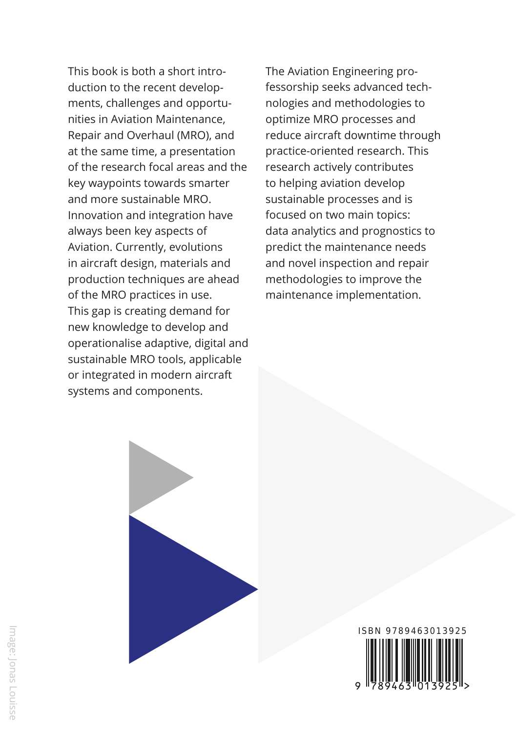This book is both a short introduction to the recent developments, challenges and opportunities in Aviation Maintenance, Repair and Overhaul (MRO), and at the same time, a presentation of the research focal areas and the key waypoints towards smarter and more sustainable MRO. Innovation and integration have always been key aspects of Aviation. Currently, evolutions in aircraft design, materials and production techniques are ahead of the MRO practices in use. This gap is creating demand for new knowledge to develop and operationalise adaptive, digital and sustainable MRO tools, applicable or integrated in modern aircraft systems and components.

The Aviation Engineering professorship seeks advanced technologies and methodologies to optimize MRO processes and reduce aircraft downtime through practice-oriented research. This research actively contributes to helping aviation develop sustainable processes and is focused on two main topics: data analytics and prognostics to predict the maintenance needs and novel inspection and repair methodologies to improve the maintenance implementation.

ISBN 9789463013925

Image: Jonas Louisse